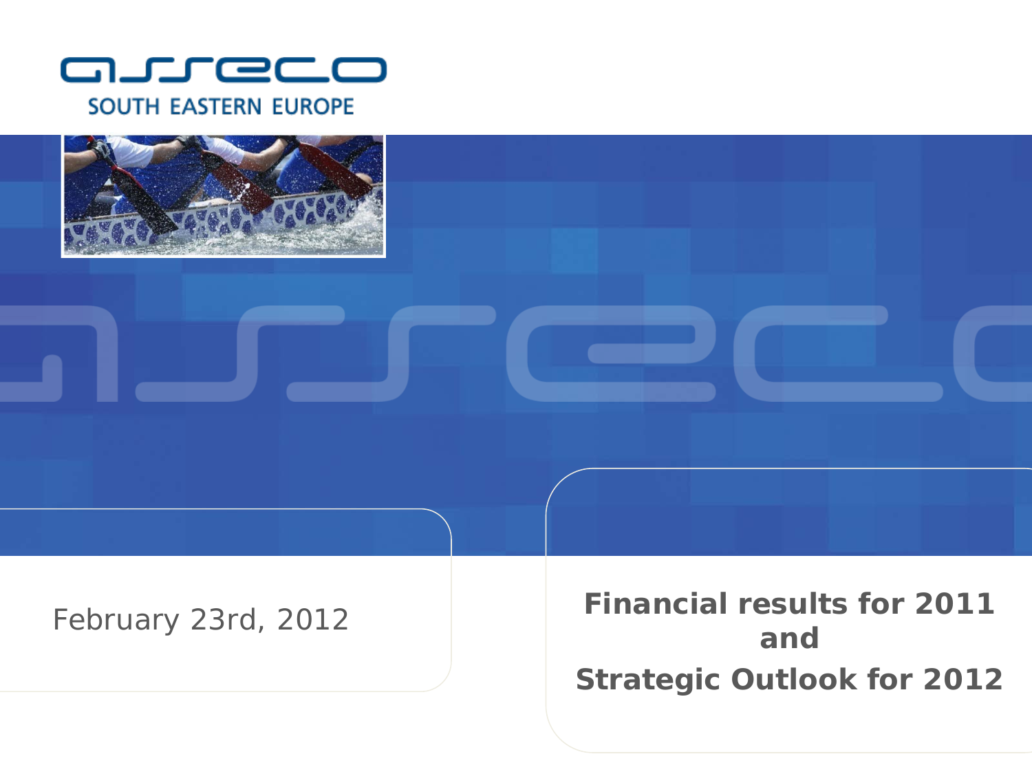asseco SOUTH EASTERN EUROPE

February 23rd, 2012

# Financial results for 2011 and Strategic Outlook for 2012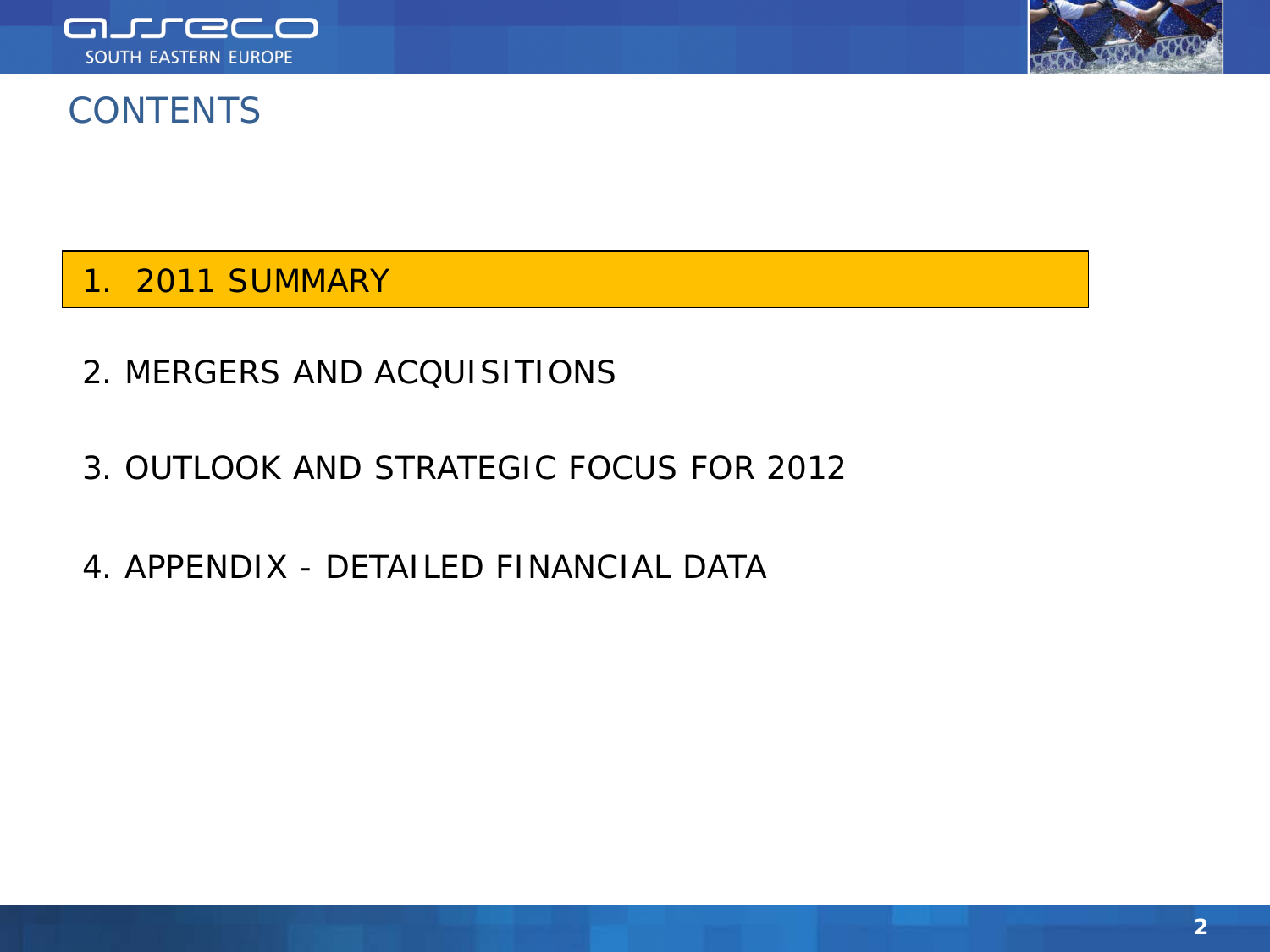# CONTENTS

1. 2011 SUMMARY

2. MERGERS AND ACQUISITIONS

3. OUTLOOK AND STRATEGIC FOCUS FOR 2012

4. APPENDIX - DETAILED FINANCIAL DATA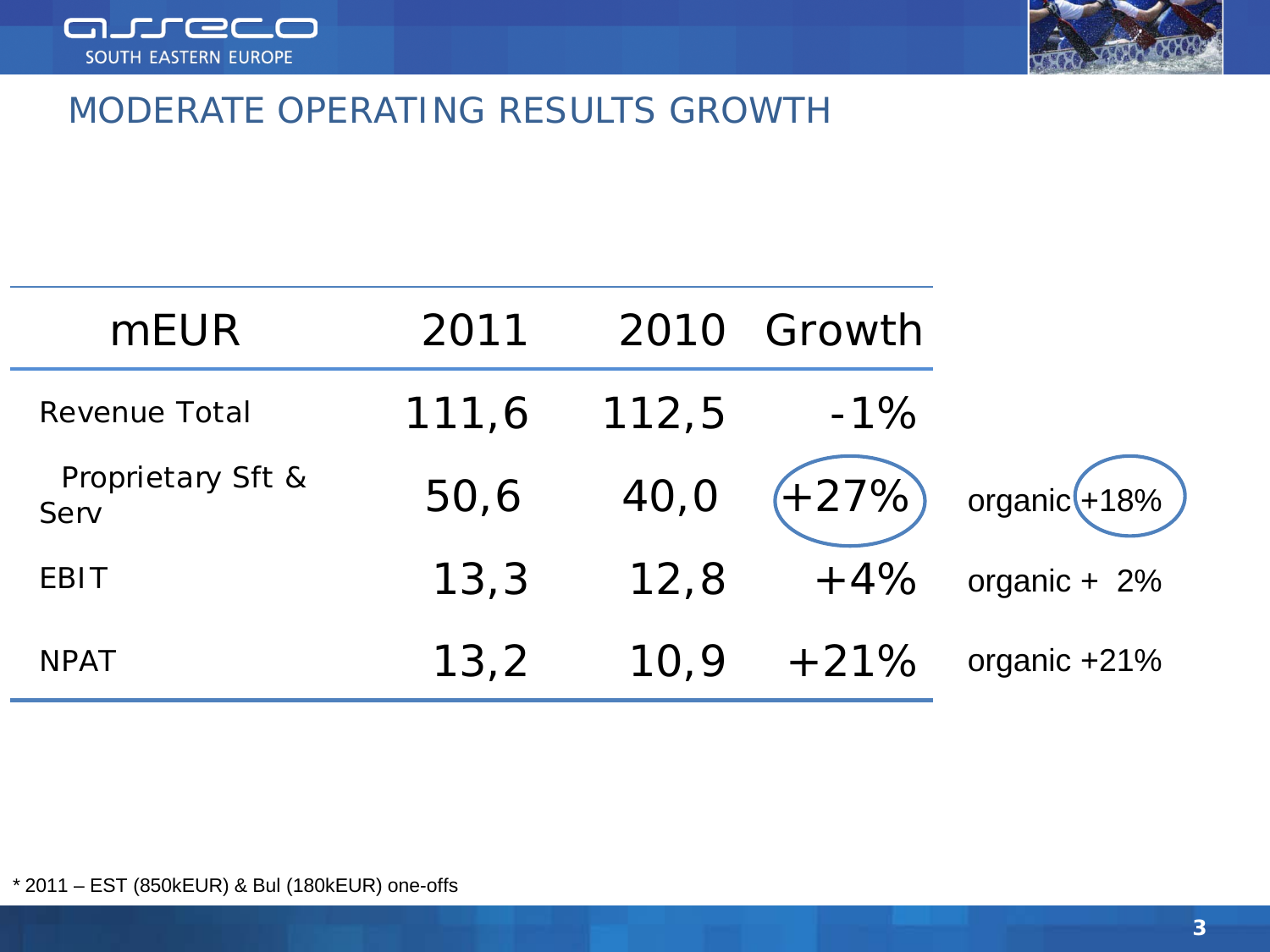# MODERATE OPERATING RESULTS GROWTH

| mEUR | 2011 | 2010 | Growth | |
|---|---|---|---|---|
| Revenue Total | 111,6 | 112,5 | -1% | |
| Proprietary Sft & Serv | 50,6 | 40,0 | +27% | organic +18% |
| EBIT | 13,3 | 12,8 | +4% | organic + 2% |
| NPAT | 13,2 | 10,9 | +21% | organic +21% |

* 2011 – EST (850kEUR) & Bul (180kEUR) one-offs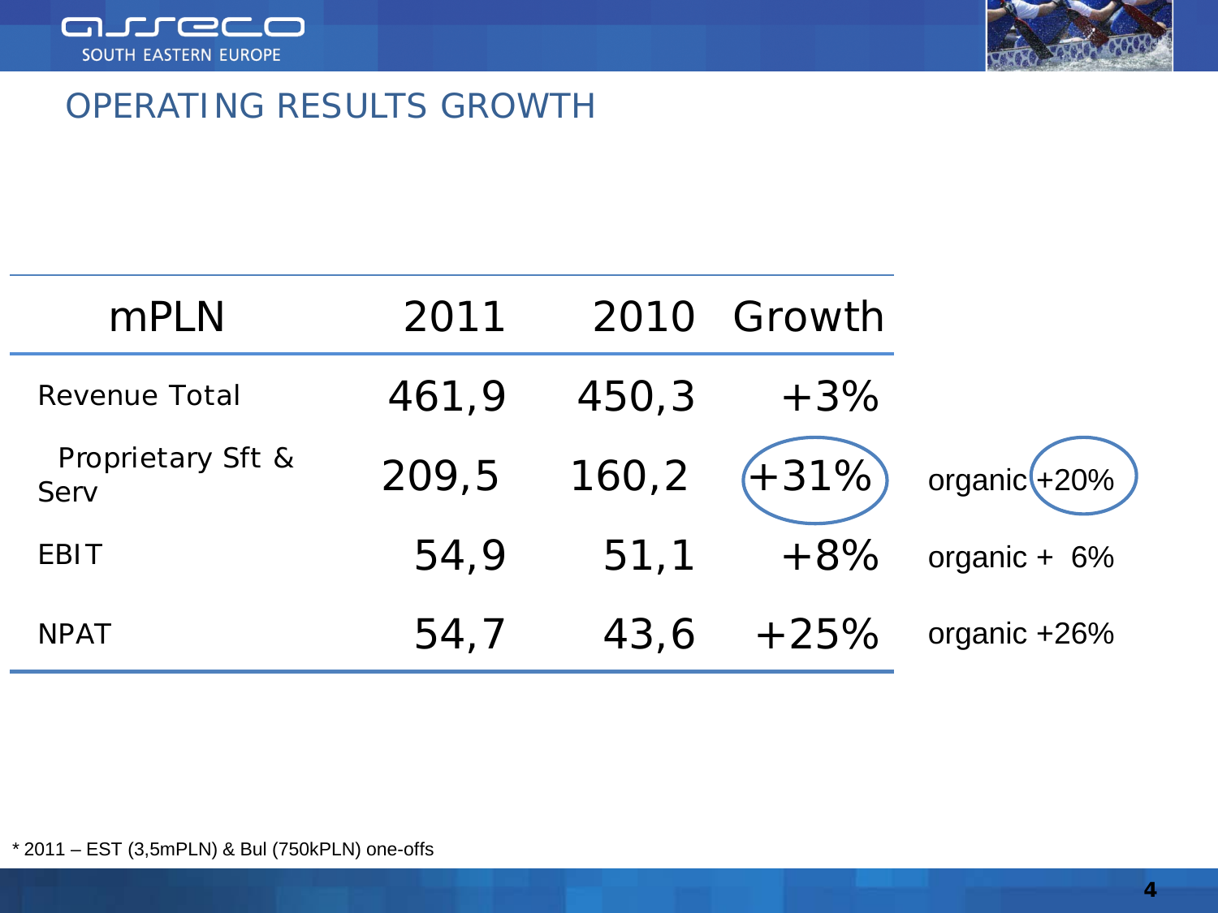# OPERATING RESULTS GROWTH

| mPLN | 2011 | 2010 | Growth | |
|---|---|---|---|---|
| Revenue Total | 461,9 | 450,3 | +3% | |
| Proprietary Sft & Serv | 209,5 | 160,2 | +31% | organic +20% |
| EBIT | 54,9 | 51,1 | +8% | organic + 6% |
| NPAT | 54,7 | 43,6 | +25% | organic +26% |

* 2011 – EST (3,5mPLN) & Bul (750kPLN) one-offs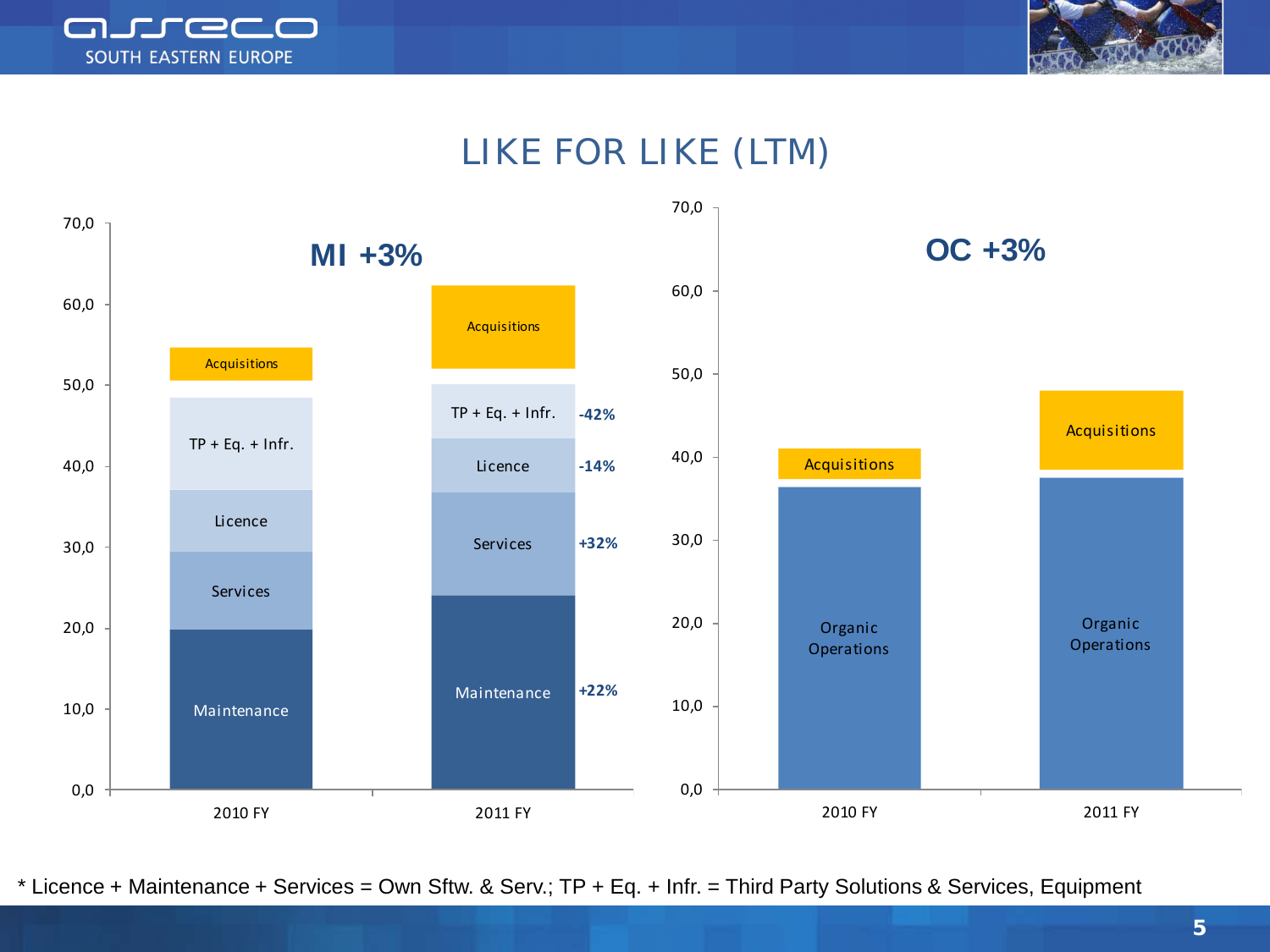# LIKE FOR LIKE (LTM)

## MI +3%

| | 2010 FY | 2011 FY | Change |
|---|---|---|---|
| Acquisitions | Acquisitions | Acquisitions | |
| TP + Eq. + Infr. | TP + Eq. + Infr. | TP + Eq. + Infr. | -42% |
| Licence | Licence | Licence | -14% |
| Services | Services | Services | +32% |
| Maintenance | Maintenance | Maintenance | +22% |

## OC +3%

| | 2010 FY | 2011 FY |
|---|---|---|
| Acquisitions | Acquisitions | Acquisitions |
| Organic Operations | Organic Operations | Organic Operations |

* Licence + Maintenance + Services = Own Sftw. & Serv.; TP + Eq. + Infr. = Third Party Solutions & Services, Equipment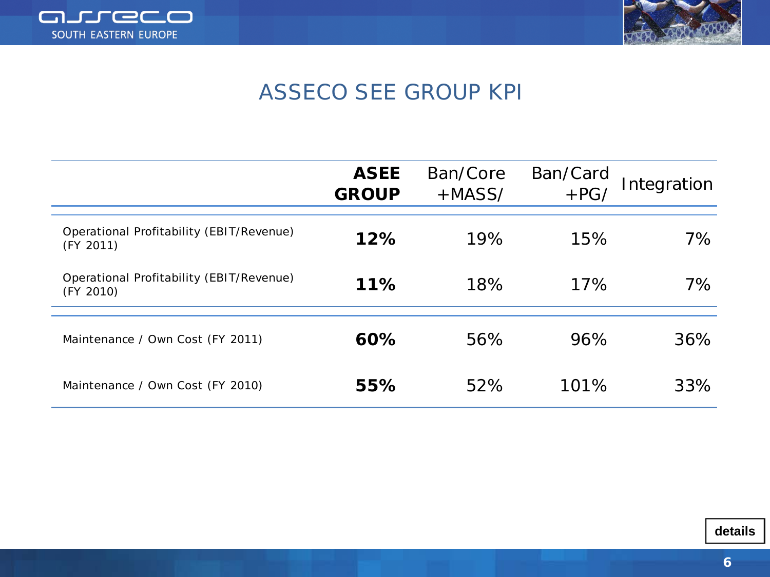# ASSECO SEE GROUP KPI

| | **ASEE GROUP** | Ban/Core +MASS/ | Ban/Card +PG/ | Integration |
|---|---|---|---|---|
| Operational Profitability (EBIT/Revenue) (FY 2011) | **12%** | 19% | 15% | 7% |
| Operational Profitability (EBIT/Revenue) (FY 2010) | **11%** | 18% | 17% | 7% |
| Maintenance / Own Cost (FY 2011) | **60%** | 56% | 96% | 36% |
| Maintenance / Own Cost (FY 2010) | **55%** | 52% | 101% | 33% |

**details**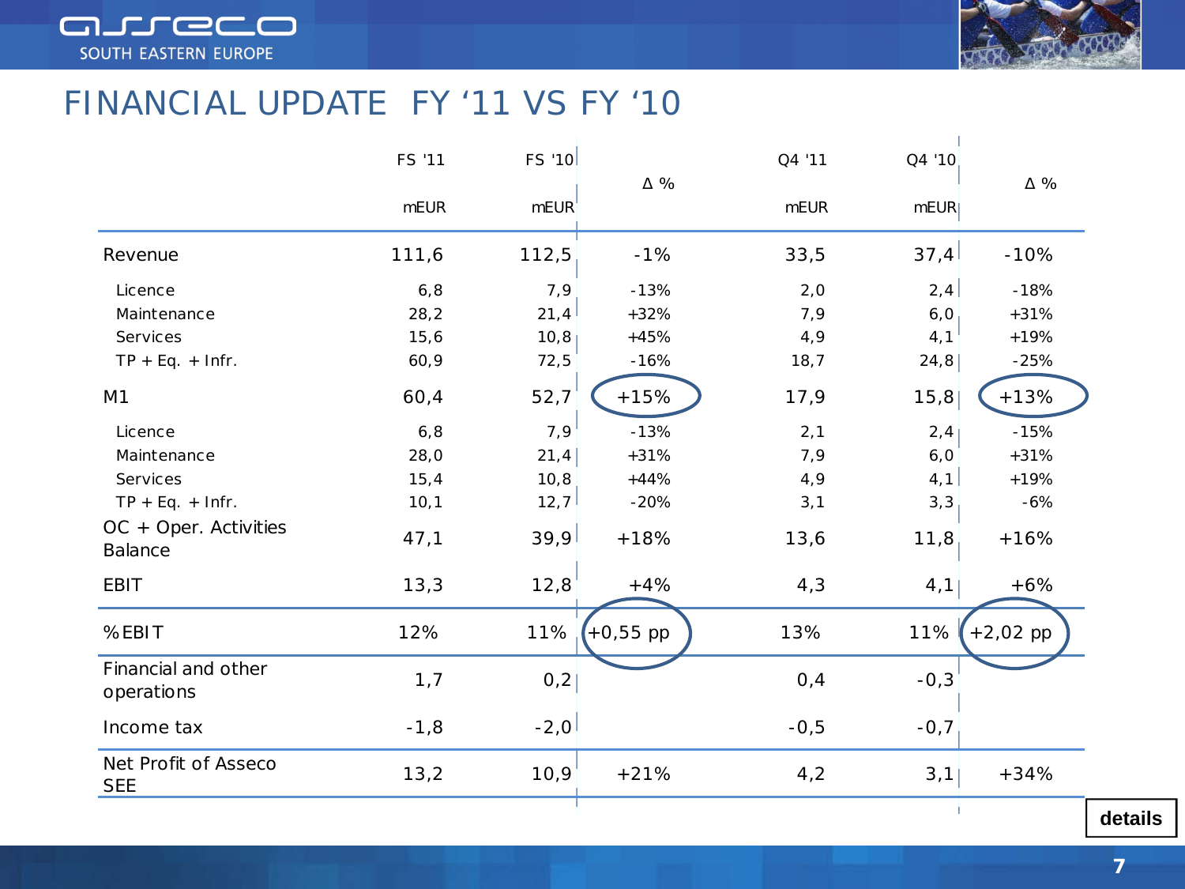# FINANCIAL UPDATE FY '11 VS FY '10

| | FS '11 mEUR | FS '10 mEUR | Δ % | Q4 '11 mEUR | Q4 '10 mEUR | Δ % |
|---|---|---|---|---|---|---|
| Revenue | 111,6 | 112,5 | -1% | 33,5 | 37,4 | -10% |
| Licence | 6,8 | 7,9 | -13% | 2,0 | 2,4 | -18% |
| Maintenance | 28,2 | 21,4 | +32% | 7,9 | 6,0 | +31% |
| Services | 15,6 | 10,8 | +45% | 4,9 | 4,1 | +19% |
| TP + Eq. + Infr. | 60,9 | 72,5 | -16% | 18,7 | 24,8 | -25% |
| M1 | 60,4 | 52,7 | +15% | 17,9 | 15,8 | +13% |
| Licence | 6,8 | 7,9 | -13% | 2,1 | 2,4 | -15% |
| Maintenance | 28,0 | 21,4 | +31% | 7,9 | 6,0 | +31% |
| Services | 15,4 | 10,8 | +44% | 4,9 | 4,1 | +19% |
| TP + Eq. + Infr. | 10,1 | 12,7 | -20% | 3,1 | 3,3 | -6% |
| OC + Oper. Activities Balance | 47,1 | 39,9 | +18% | 13,6 | 11,8 | +16% |
| EBIT | 13,3 | 12,8 | +4% | 4,3 | 4,1 | +6% |
| %EBIT | 12% | 11% | +0,55 pp | 13% | 11% | +2,02 pp |
| Financial and other operations | 1,7 | 0,2 | | 0,4 | -0,3 | |
| Income tax | -1,8 | -2,0 | | -0,5 | -0,7 | |
| Net Profit of Asseco SEE | 13,2 | 10,9 | +21% | 4,2 | 3,1 | +34% |

details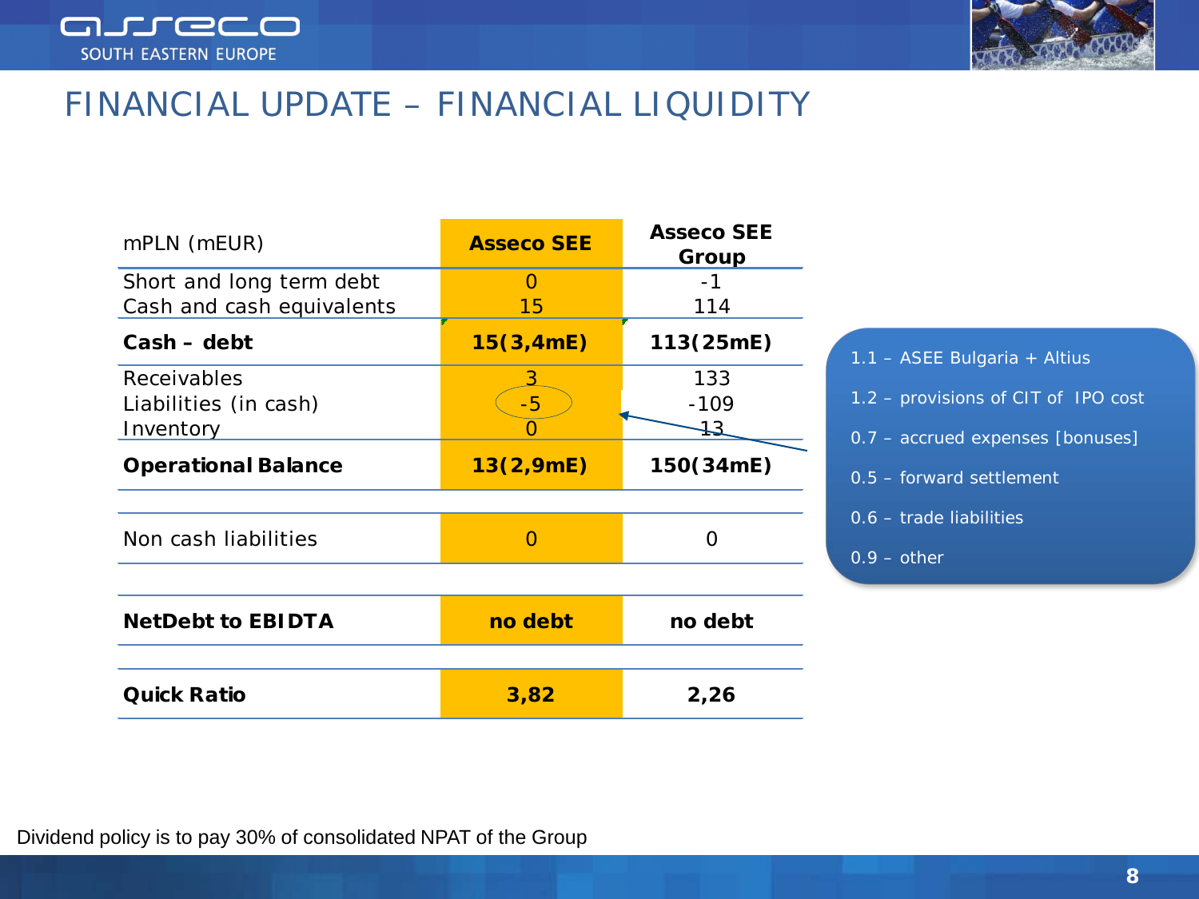# FINANCIAL UPDATE – FINANCIAL LIQUIDITY

| mPLN (mEUR) | Asseco SEE | Asseco SEE Group |
|---|---|---|
| Short and long term debt<br>Cash and cash equivalents | 0<br>15 | -1<br>114 |
| **Cash – debt** | **15(3,4mE)** | **113(25mE)** |
| Receivables<br>Liabilities (in cash)<br>Inventory | 3<br>-5<br>0 | 133<br>-109<br>13 |
| **Operational Balance** | **13(2,9mE)** | **150(34mE)** |
| | | |
| Non cash liabilities | 0 | 0 |
| | | |
| **NetDebt to EBIDTA** | **no debt** | **no debt** |
| | | |
| **Quick Ratio** | **3,82** | **2,26** |

- 1.1 – ASEE Bulgaria + Altius
- 1.2 – provisions of CIT of IPO cost
- 0.7 – accrued expenses [bonuses]
- 0.5 – forward settlement
- 0.6 – trade liabilities
- 0.9 – other

Dividend policy is to pay 30% of consolidated NPAT of the Group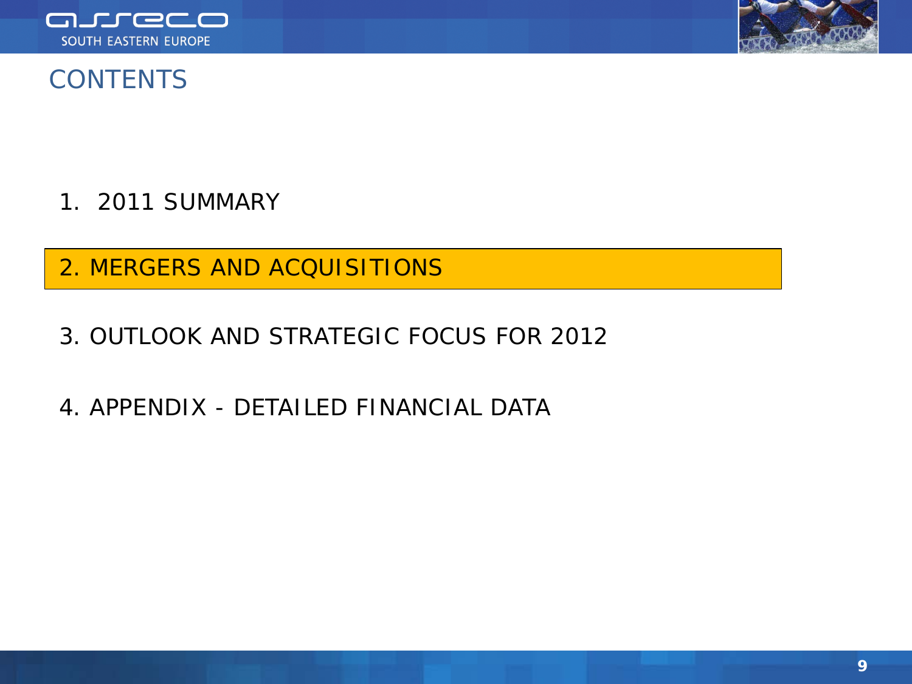# CONTENTS

1. 2011 SUMMARY
2. MERGERS AND ACQUISITIONS
3. OUTLOOK AND STRATEGIC FOCUS FOR 2012
4. APPENDIX - DETAILED FINANCIAL DATA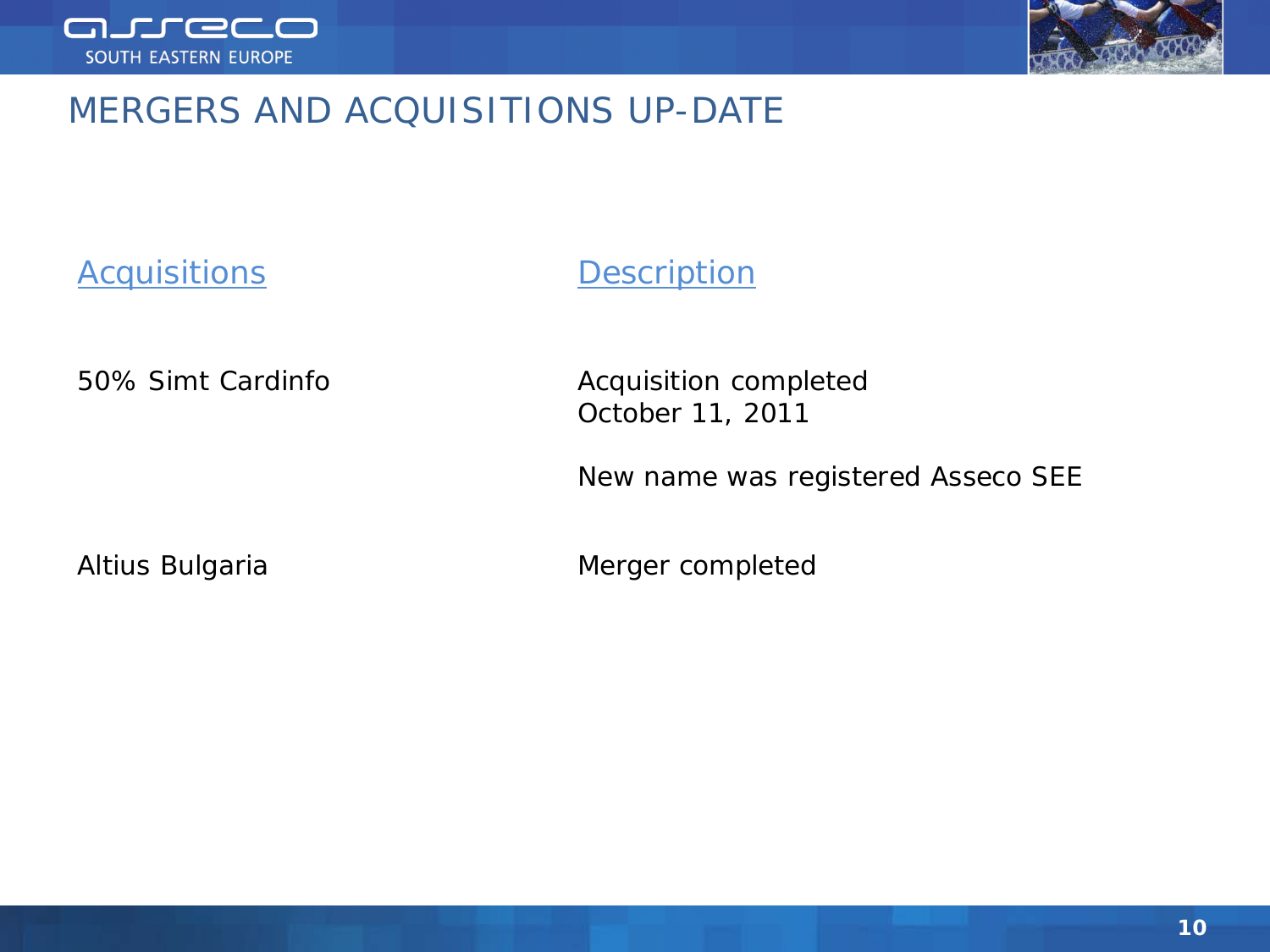# MERGERS AND ACQUISITIONS UP-DATE

| Acquisitions | Description |
| --- | --- |
| 50% Simt Cardinfo | Acquisition completed October 11, 2011<br><br>New name was registered Asseco SEE |
| Altius Bulgaria | Merger completed |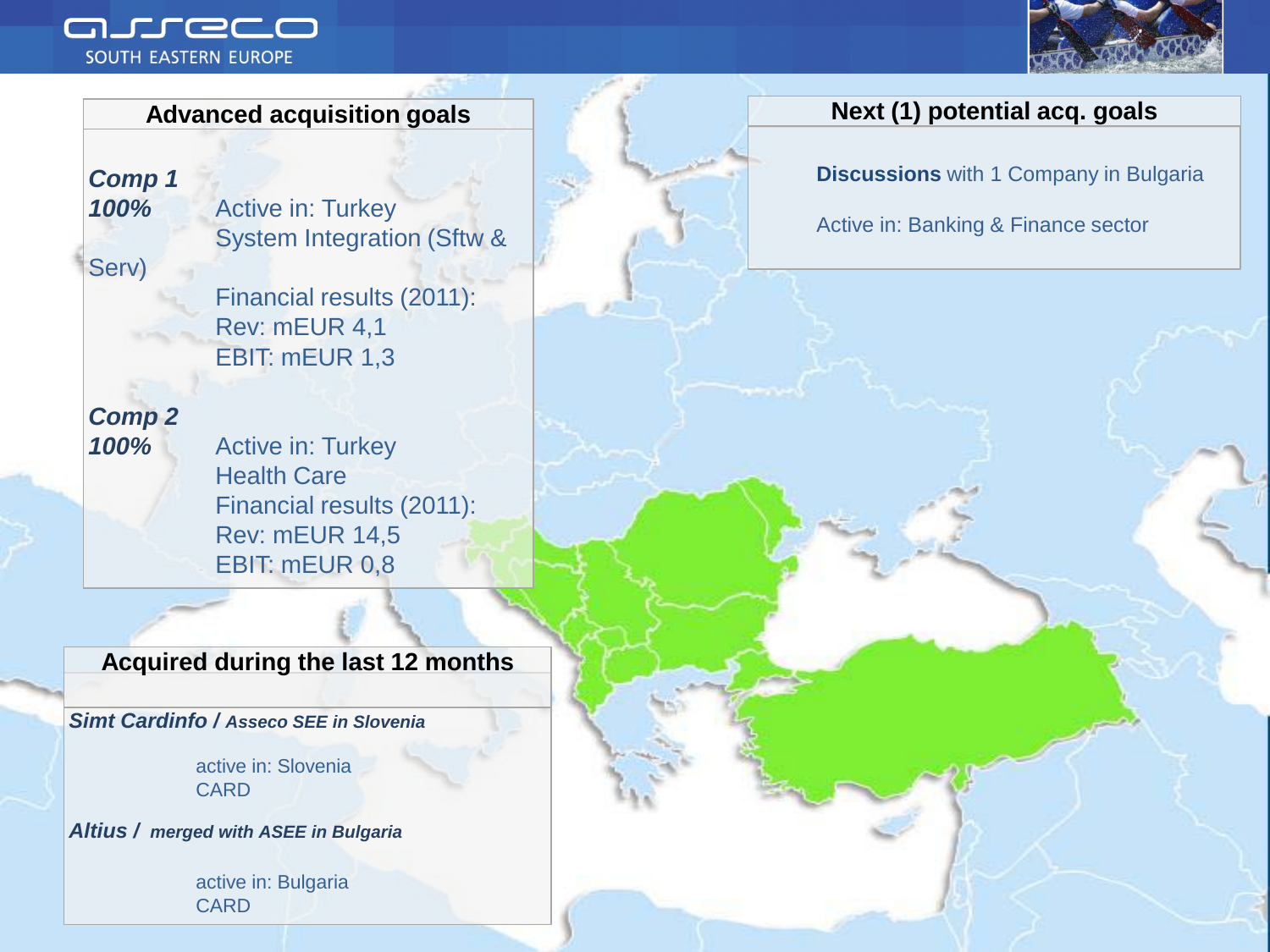## Advanced acquisition goals

***Comp 1***
***100%*** Active in: Turkey
System Integration (Sftw & Serv)

Financial results (2011):
Rev: mEUR 4,1
EBIT: mEUR 1,3

***Comp 2***
***100%*** Active in: Turkey
Health Care
Financial results (2011):
Rev: mEUR 14,5
EBIT: mEUR 0,8

## Next (1) potential acq. goals

**Discussions** with 1 Company in Bulgaria

Active in: Banking & Finance sector

## Acquired during the last 12 months

***Simt Cardinfo / Asseco SEE in Slovenia***

active in: Slovenia
CARD

***Altius / merged with ASEE in Bulgaria***

active in: Bulgaria
CARD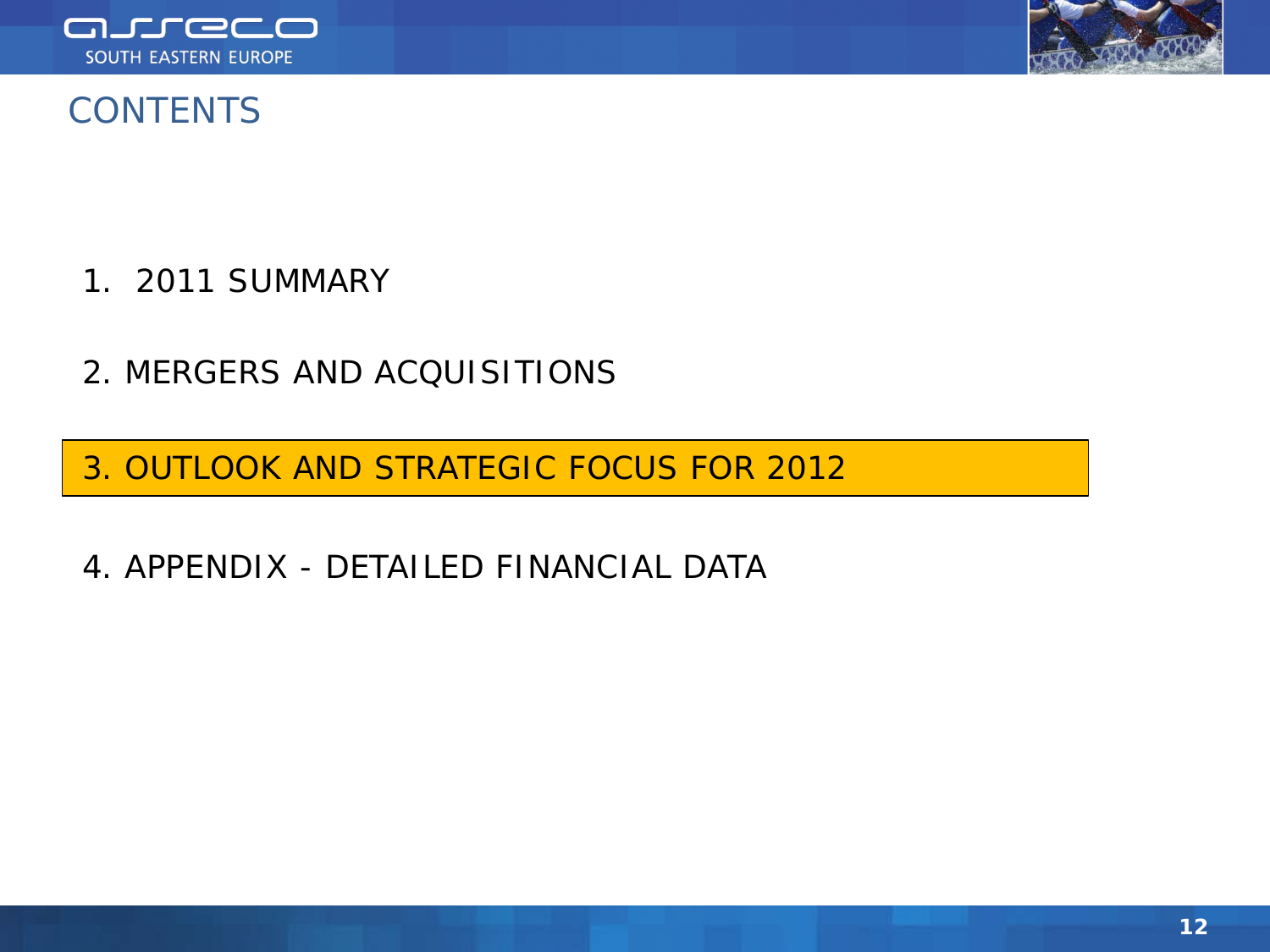# CONTENTS

1. 2011 SUMMARY

2. MERGERS AND ACQUISITIONS

3. OUTLOOK AND STRATEGIC FOCUS FOR 2012

4. APPENDIX - DETAILED FINANCIAL DATA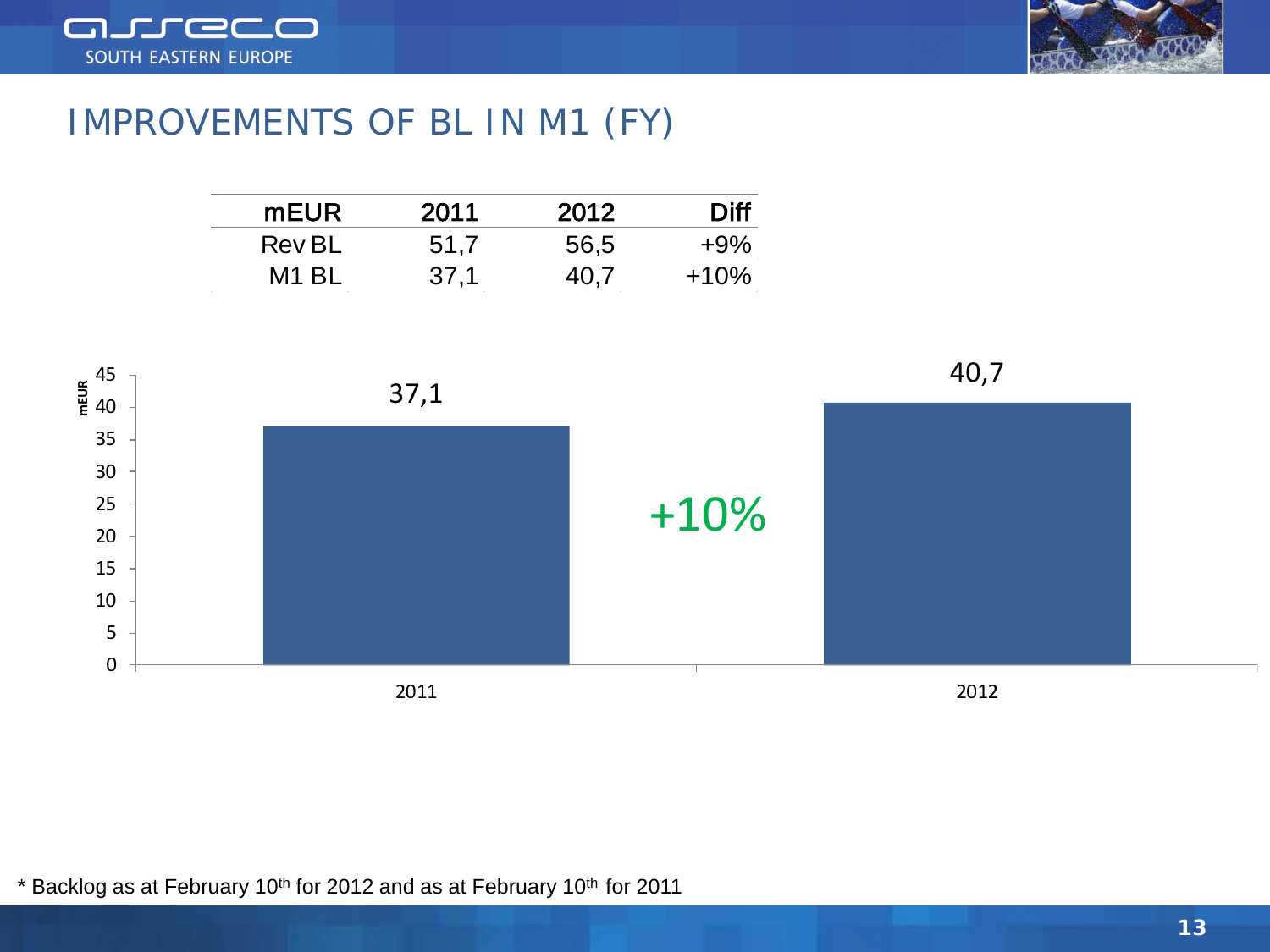# IMPROVEMENTS OF BL IN M1 (FY)

| mEUR | 2011 | 2012 | Diff |
|---|---|---|---|
| Rev BL | 51,7 | 56,5 | +9% |
| M1 BL | 37,1 | 40,7 | +10% |

| mEUR | 2011 | 2012 |
|---|---|---|
| M1 BL | 37,1 | 40,7 |

+10%

\* Backlog as at February 10th for 2012 and as at February 10th for 2011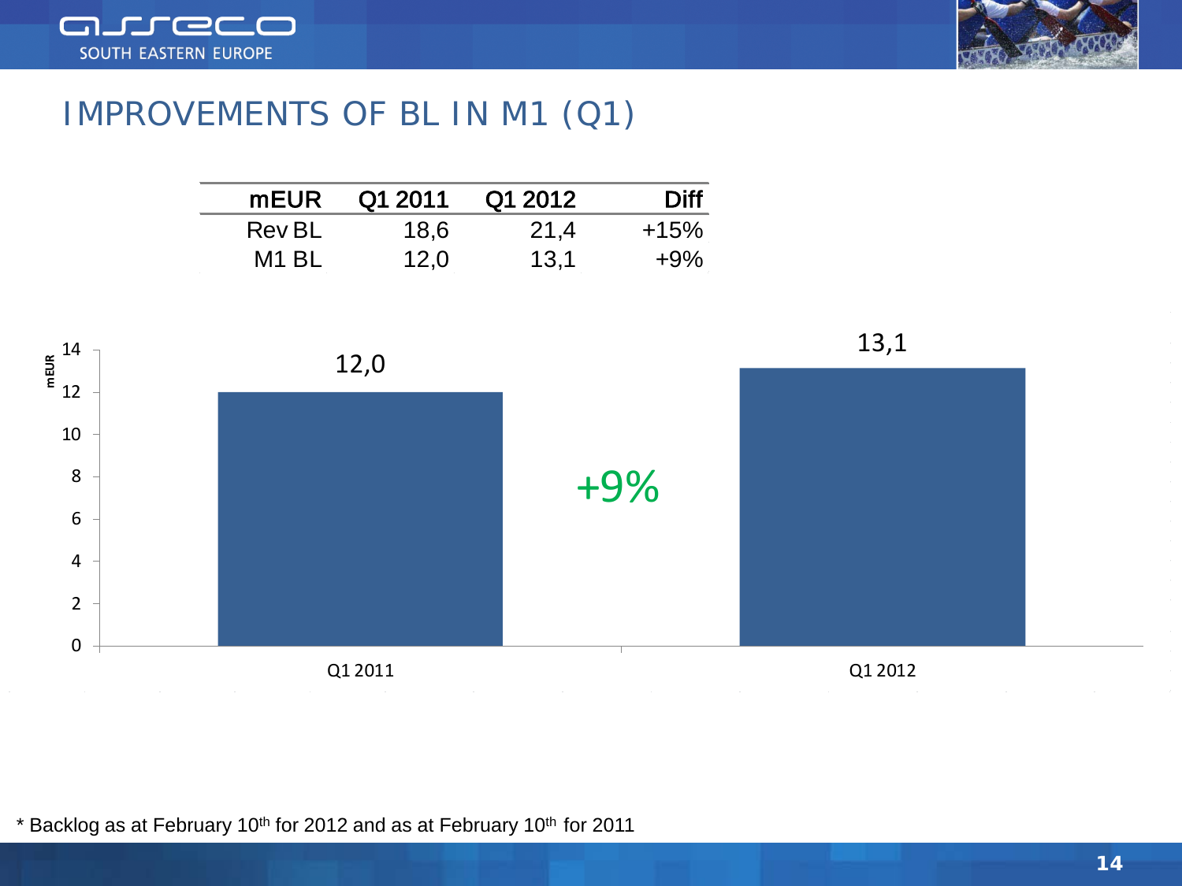# IMPROVEMENTS OF BL IN M1 (Q1)

| mEUR | Q1 2011 | Q1 2012 | Diff |
|---|---|---|---|
| Rev BL | 18,6 | 21,4 | +15% |
| M1 BL | 12,0 | 13,1 | +9% |

| mEUR | Q1 2011 | Q1 2012 |
|---|---|---|
| M1 BL | 12,0 | 13,1 |

+9%

* Backlog as at February 10th for 2012 and as at February 10th for 2011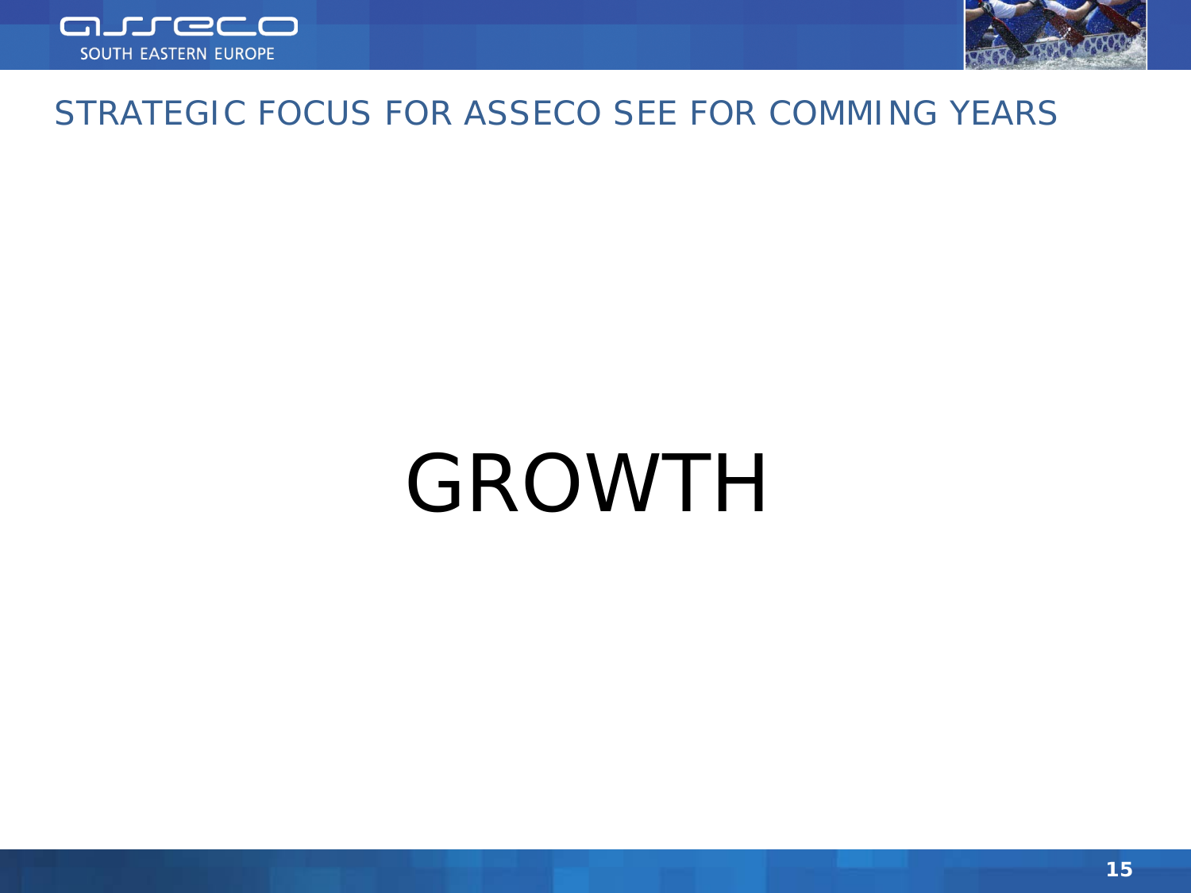# STRATEGIC FOCUS FOR ASSECO SEE FOR COMMING YEARS

GROWTH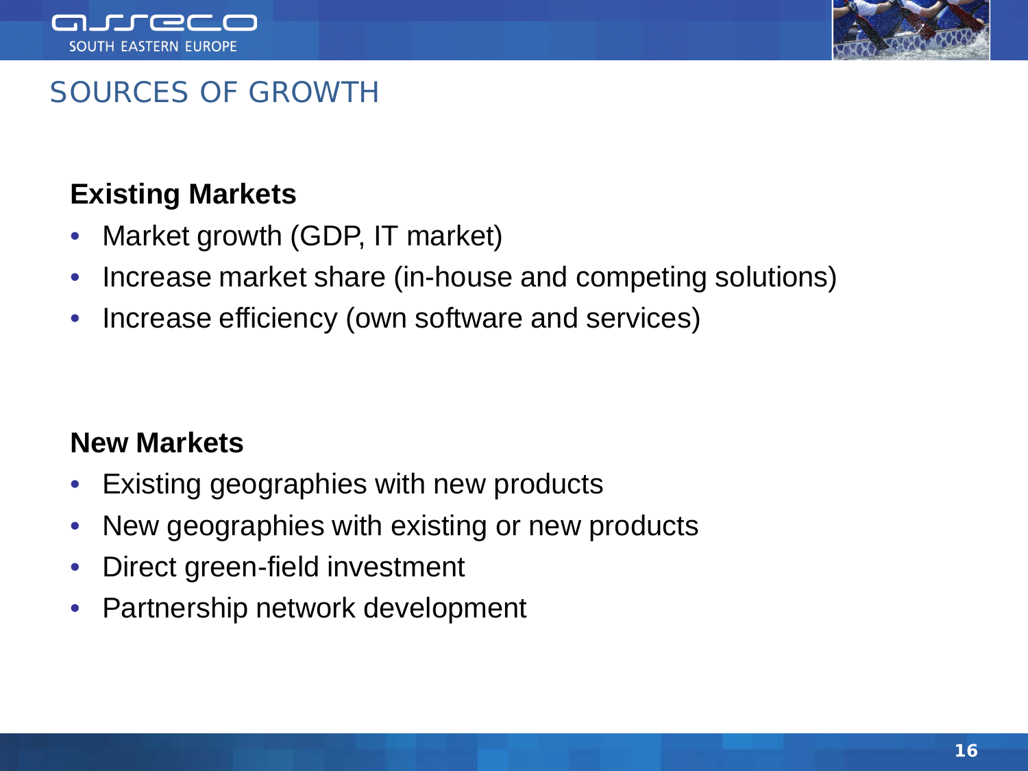# SOURCES OF GROWTH

**Existing Markets**

- Market growth (GDP, IT market)
- Increase market share (in-house and competing solutions)
- Increase efficiency (own software and services)

**New Markets**

- Existing geographies with new products
- New geographies with existing or new products
- Direct green-field investment
- Partnership network development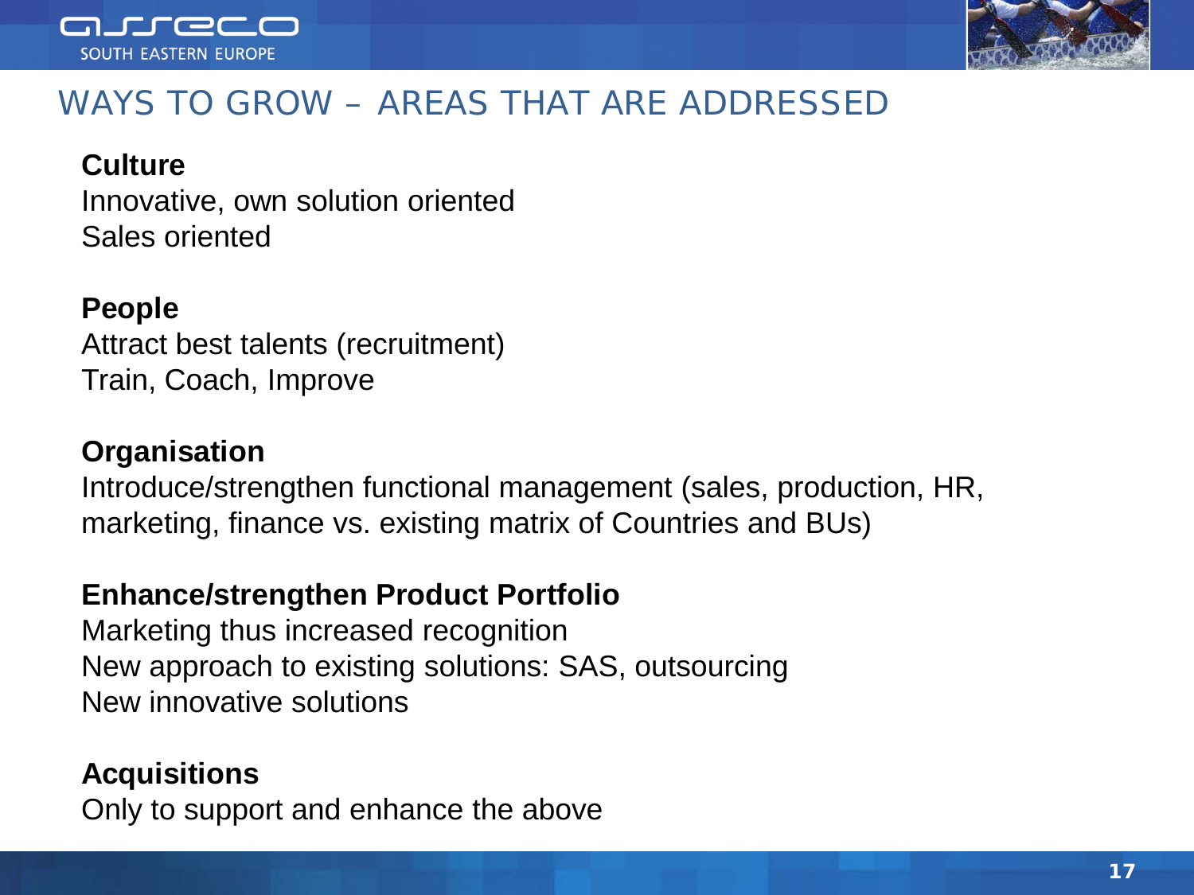# WAYS TO GROW – AREAS THAT ARE ADDRESSED

**Culture**
Innovative, own solution oriented
Sales oriented

**People**
Attract best talents (recruitment)
Train, Coach, Improve

**Organisation**
Introduce/strengthen functional management (sales, production, HR, marketing, finance vs. existing matrix of Countries and BUs)

**Enhance/strengthen Product Portfolio**
Marketing thus increased recognition
New approach to existing solutions: SAS, outsourcing
New innovative solutions

**Acquisitions**
Only to support and enhance the above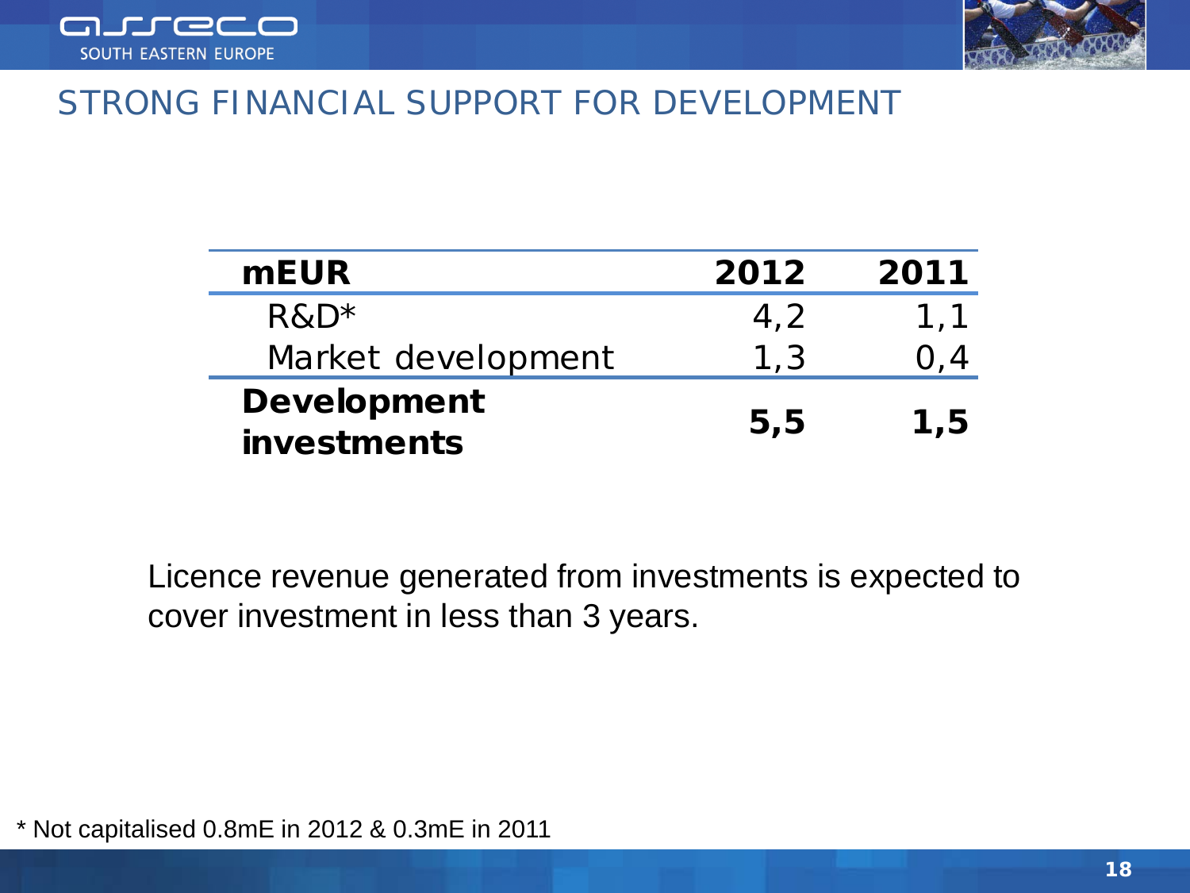# STRONG FINANCIAL SUPPORT FOR DEVELOPMENT

| mEUR | 2012 | 2011 |
|---|---|---|
| R&D* | 4,2 | 1,1 |
| Market development | 1,3 | 0,4 |
| **Development investments** | **5,5** | **1,5** |

Licence revenue generated from investments is expected to cover investment in less than 3 years.

* Not capitalised 0.8mE in 2012 & 0.3mE in 2011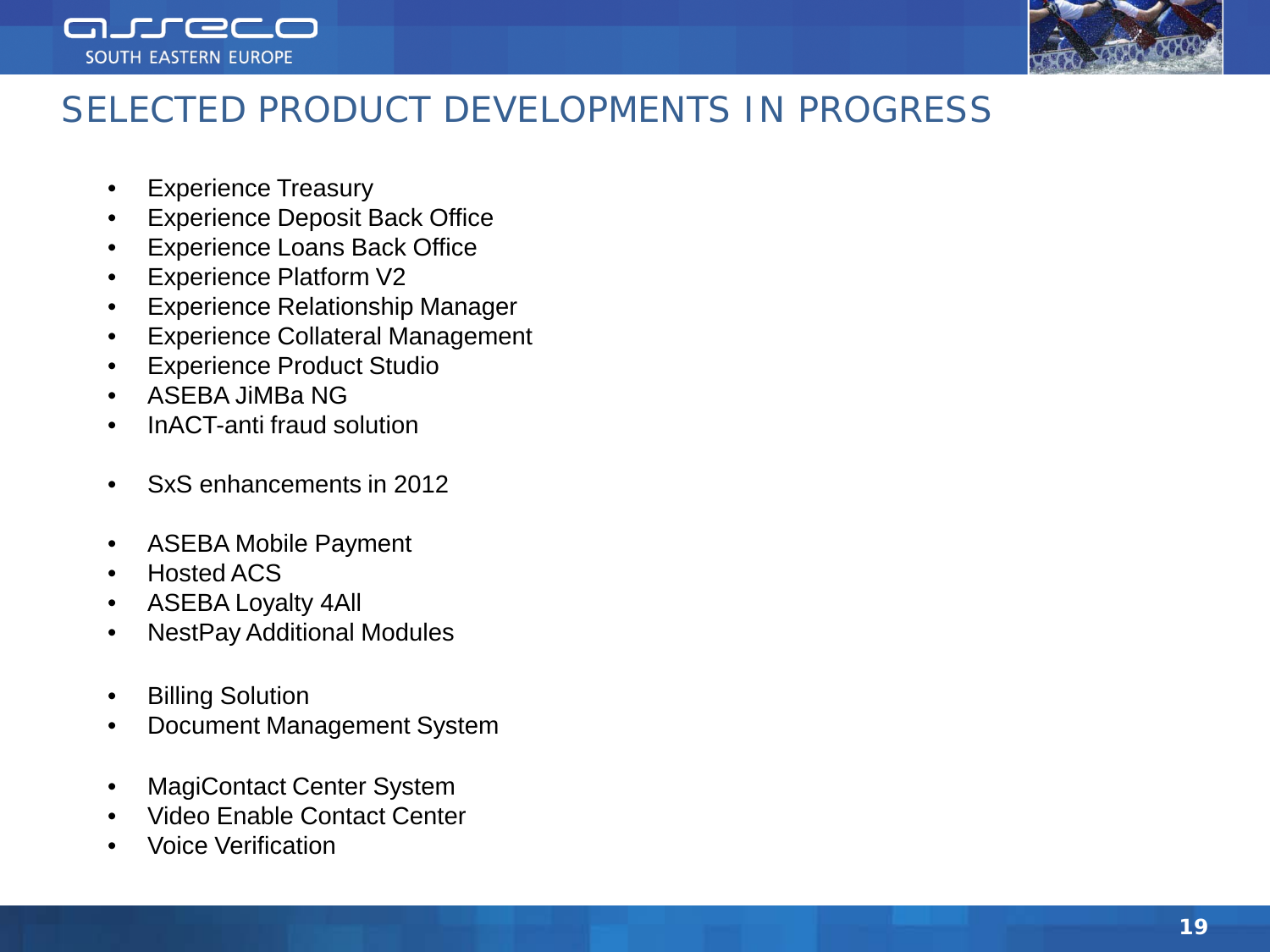# SELECTED PRODUCT DEVELOPMENTS IN PROGRESS

- Experience Treasury
- Experience Deposit Back Office
- Experience Loans Back Office
- Experience Platform V2
- Experience Relationship Manager
- Experience Collateral Management
- Experience Product Studio
- ASEBA JiMBa NG
- InACT-anti fraud solution

- SxS enhancements in 2012

- ASEBA Mobile Payment
- Hosted ACS
- ASEBA Loyalty 4All
- NestPay Additional Modules

- Billing Solution
- Document Management System

- MagiContact Center System
- Video Enable Contact Center
- Voice Verification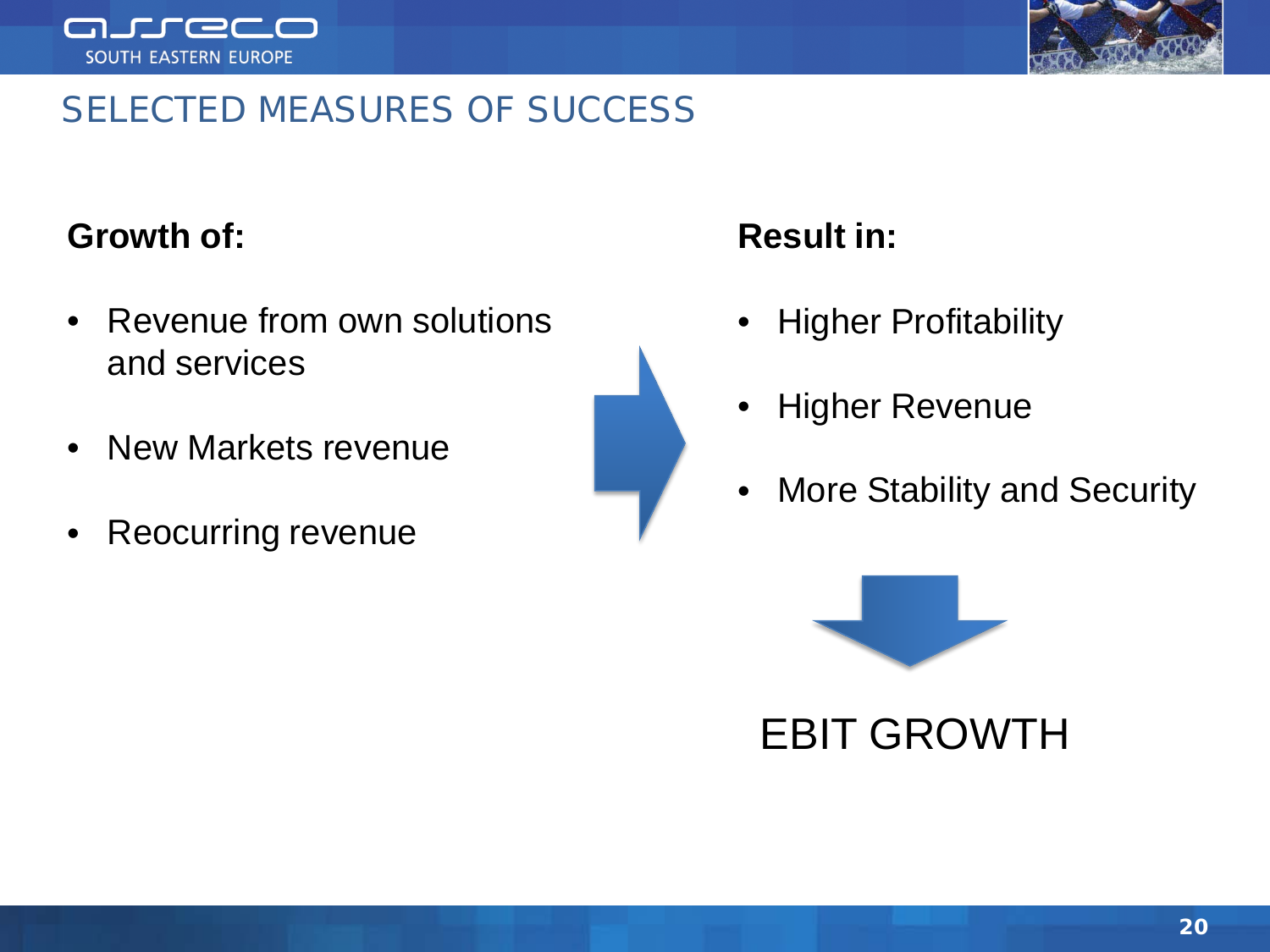# SELECTED MEASURES OF SUCCESS

**Growth of:**

- Revenue from own solutions and services
- New Markets revenue
- Reocurring revenue

**Result in:**

- Higher Profitability
- Higher Revenue
- More Stability and Security

EBIT GROWTH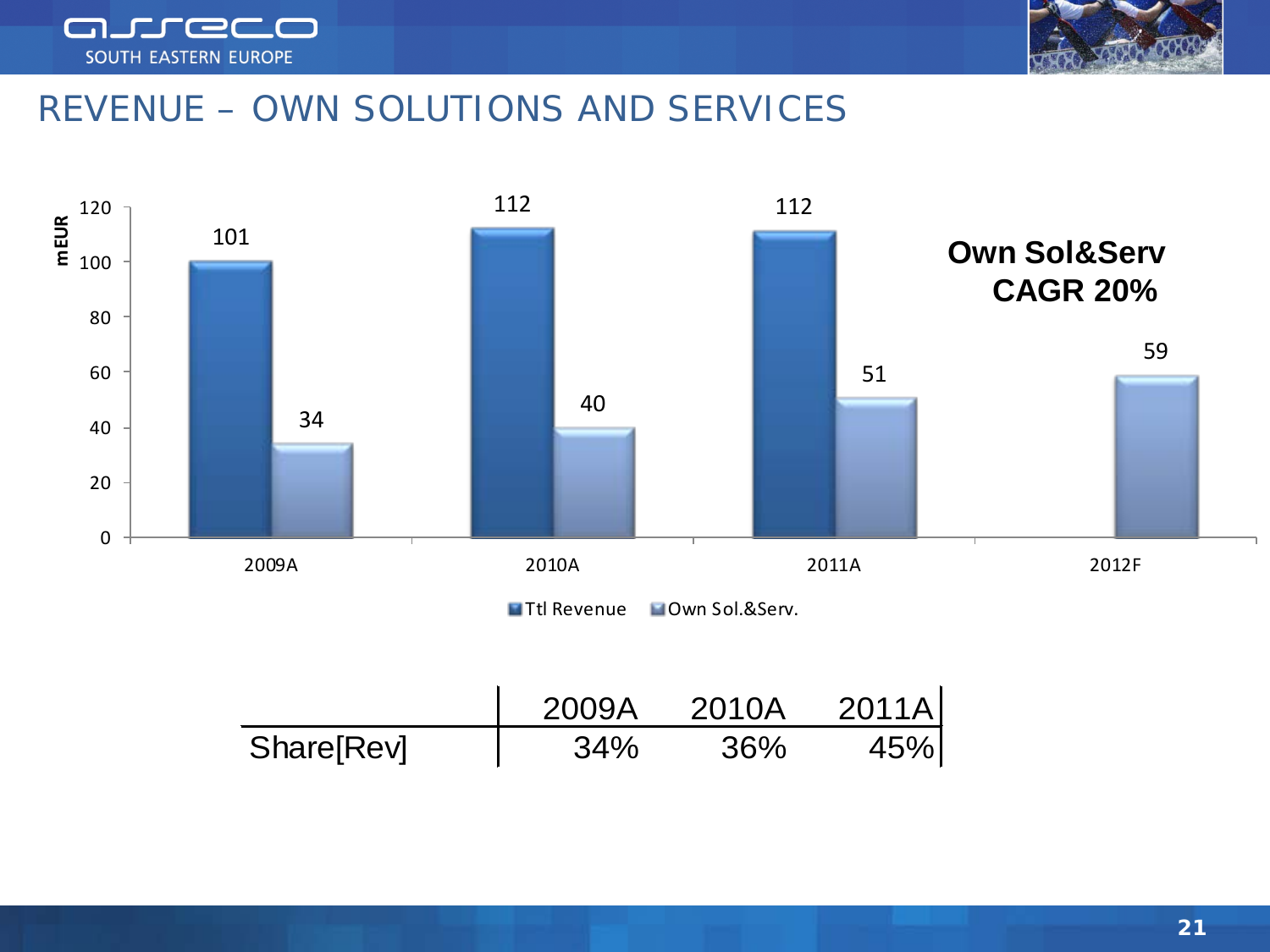# REVENUE – OWN SOLUTIONS AND SERVICES

**Own Sol&Serv CAGR 20%**

| mEUR | Ttl Revenue | Own Sol.&Serv. |
|---|---|---|
| 2009A | 101 | 34 |
| 2010A | 112 | 40 |
| 2011A | 112 | 51 |
| 2012F | | 59 |

| | 2009A | 2010A | 2011A |
|---|---|---|---|
| Share[Rev] | 34% | 36% | 45% |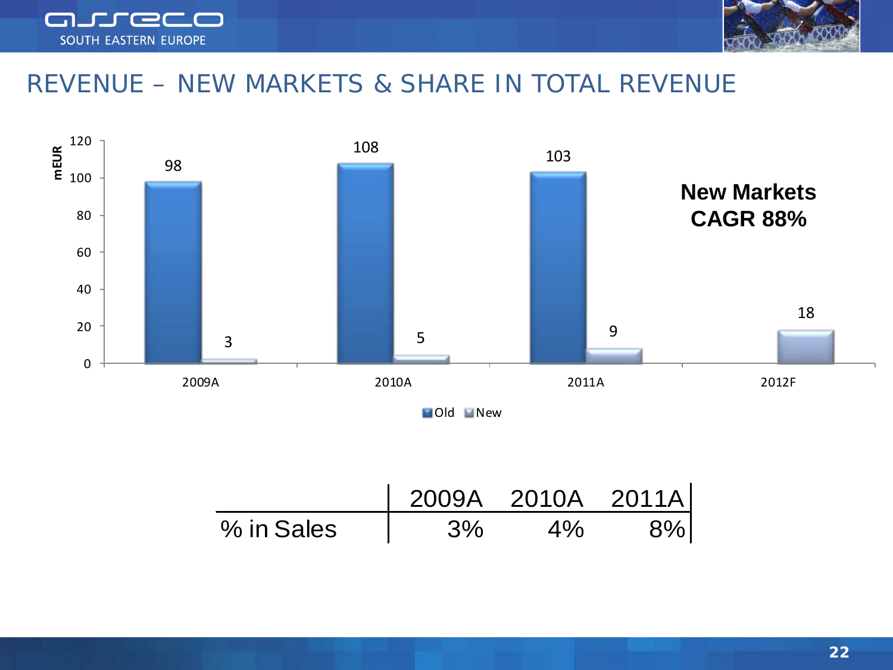# REVENUE – NEW MARKETS & SHARE IN TOTAL REVENUE

mEUR

| | 2009A | 2010A | 2011A | 2012F |
|---|---|---|---|---|
| Old | 98 | 108 | 103 | |
| New | 3 | 5 | 9 | 18 |

**New Markets CAGR 88%**

| | 2009A | 2010A | 2011A |
|---|---|---|---|
| % in Sales | 3% | 4% | 8% |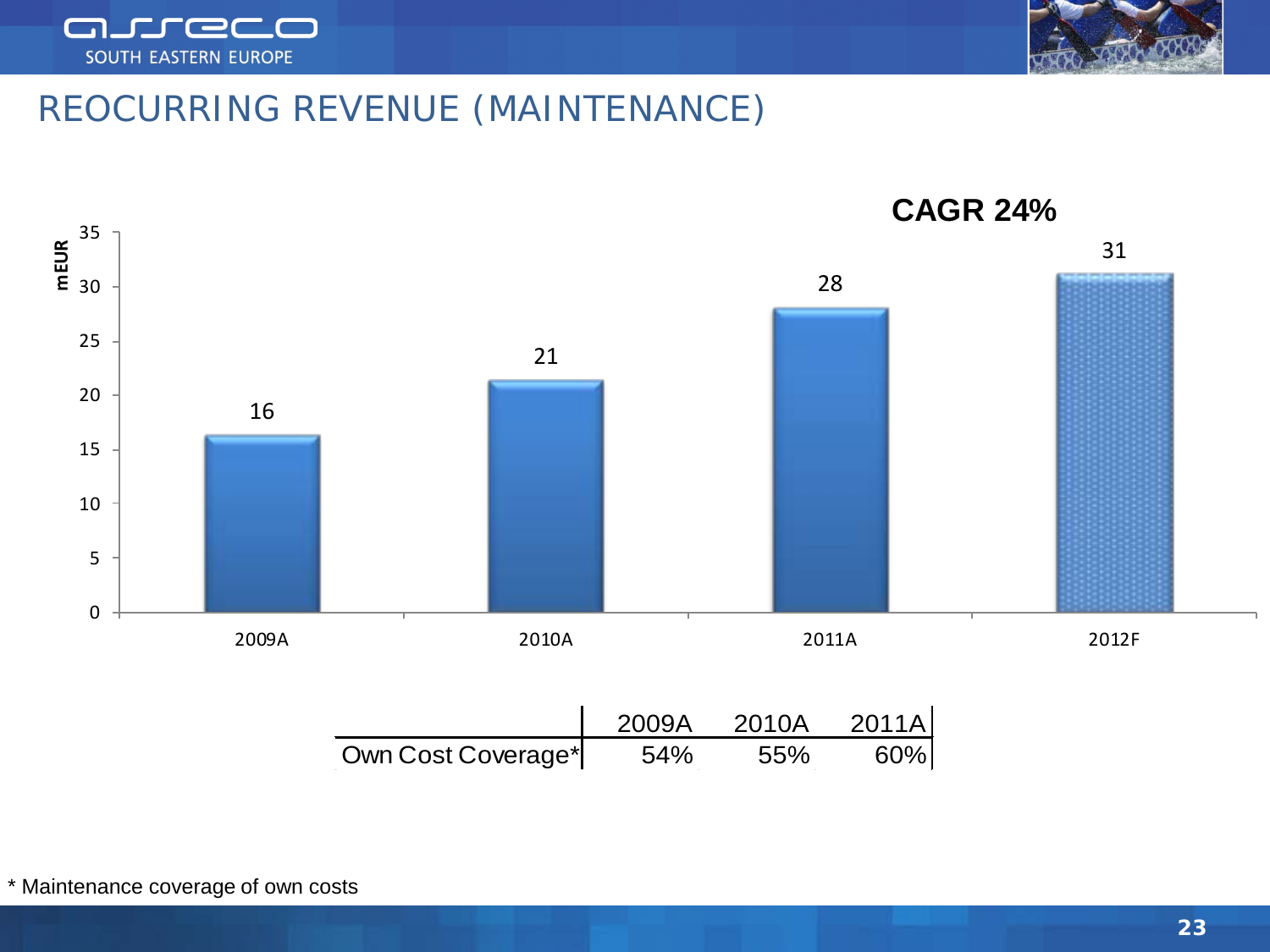# REOCURRING REVENUE (MAINTENANCE)

**CAGR 24%**

| mEUR | 2009A | 2010A | 2011A | 2012F |
|---|---|---|---|---|
| | 16 | 21 | 28 | 31 |

| | 2009A | 2010A | 2011A |
|---|---|---|---|
| Own Cost Coverage* | 54% | 55% | 60% |

* Maintenance coverage of own costs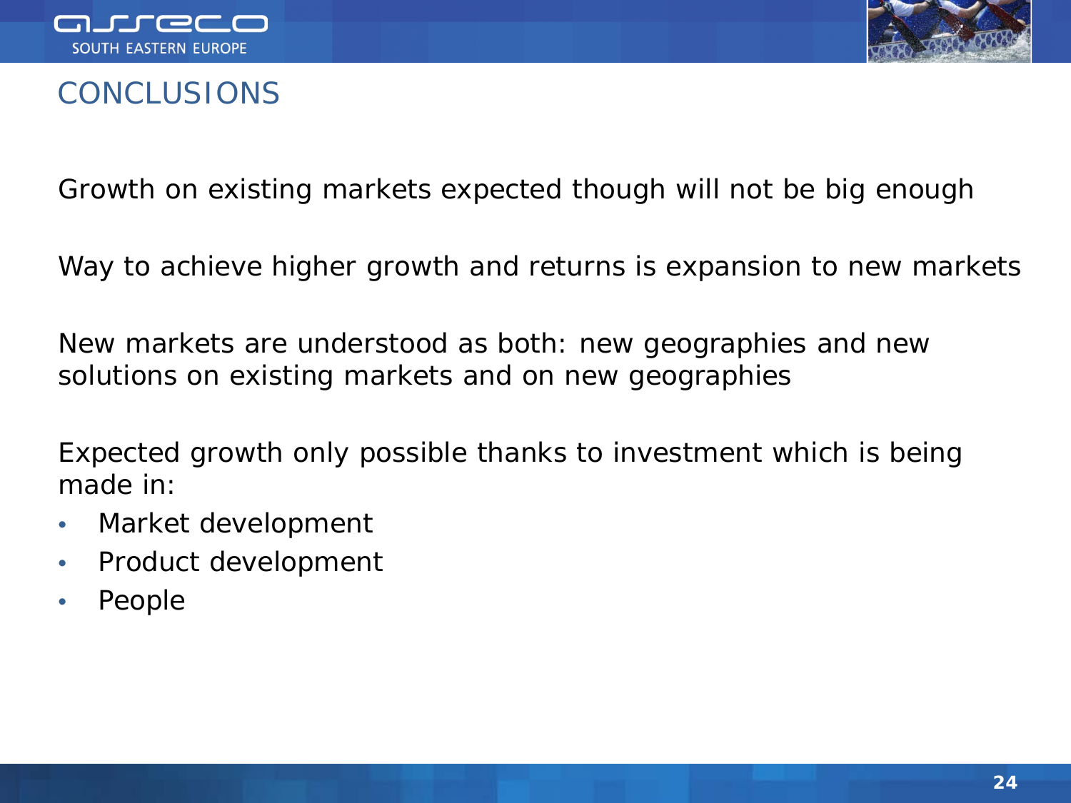# CONCLUSIONS

Growth on existing markets expected though will not be big enough

Way to achieve higher growth and returns is expansion to new markets

New markets are understood as both: new geographies and new solutions on existing markets and on new geographies

Expected growth only possible thanks to investment which is being made in:

- Market development
- Product development
- People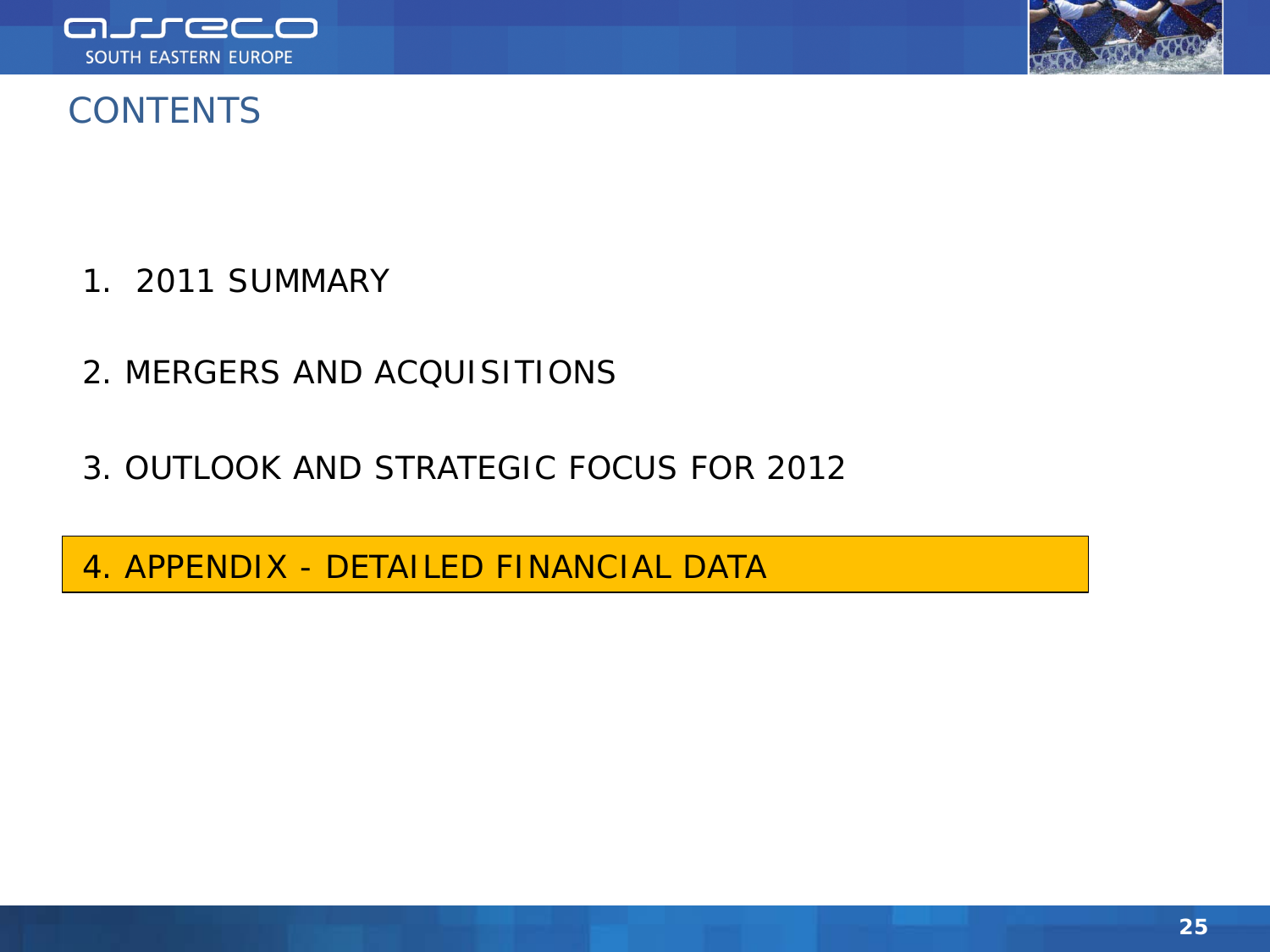# CONTENTS

1. 2011 SUMMARY
2. MERGERS AND ACQUISITIONS
3. OUTLOOK AND STRATEGIC FOCUS FOR 2012
4. APPENDIX - DETAILED FINANCIAL DATA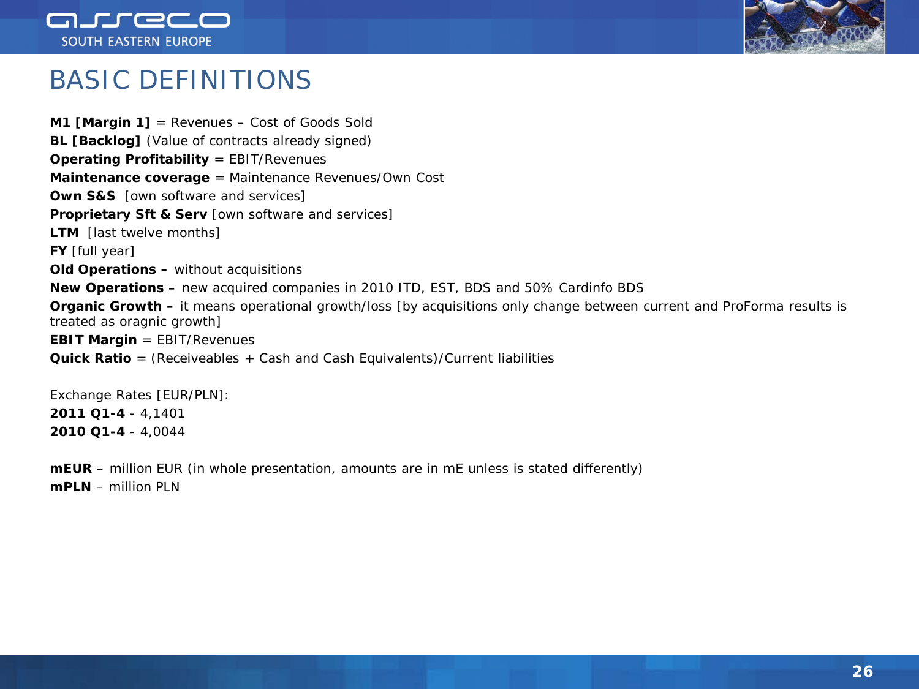# BASIC DEFINITIONS

**M1 [Margin 1]** = Revenues – Cost of Goods Sold
**BL [Backlog]** (Value of contracts already signed)
**Operating Profitability** = EBIT/Revenues
**Maintenance coverage** = Maintenance Revenues/Own Cost
**Own S&S** [own software and services]
**Proprietary Sft & Serv** [own software and services]
**LTM** [last twelve months]
**FY** [full year]
**Old Operations –** without acquisitions
**New Operations –** new acquired companies in 2010 ITD, EST, BDS and 50% Cardinfo BDS
**Organic Growth –** it means operational growth/loss [by acquisitions only change between current and ProForma results is treated as oragnic growth]
**EBIT Margin** = EBIT/Revenues
**Quick Ratio** = (Receiveables + Cash and Cash Equivalents)/Current liabilities

Exchange Rates [EUR/PLN]:
**2011 Q1-4** - 4,1401
**2010 Q1-4** - 4,0044

**mEUR** – million EUR (in whole presentation, amounts are in mE unless is stated differently)
**mPLN** – million PLN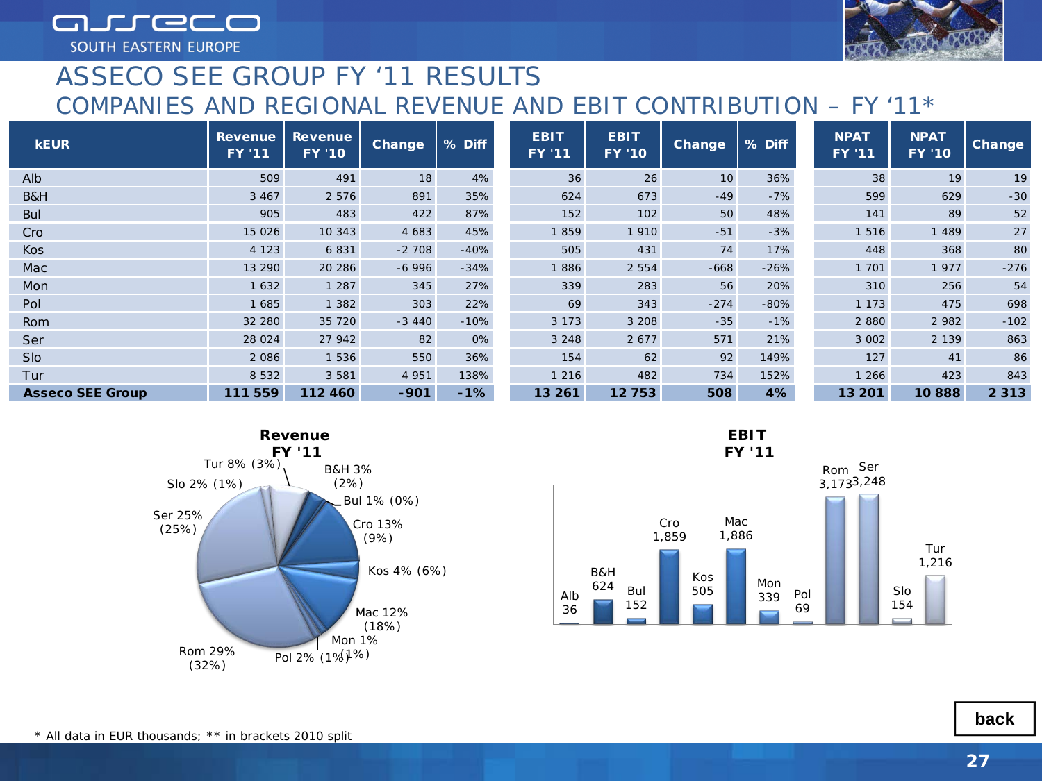# ASSECO SEE GROUP FY '11 RESULTS

## COMPANIES AND REGIONAL REVENUE AND EBIT CONTRIBUTION – FY '11*

| kEUR | Revenue FY '11 | Revenue FY '10 | Change | % Diff | EBIT FY '11 | EBIT FY '10 | Change | % Diff | NPAT FY '11 | NPAT FY '10 | Change |
|---|---|---|---|---|---|---|---|---|---|---|---|
| Alb | 509 | 491 | 18 | 4% | 36 | 26 | 10 | 36% | 38 | 19 | 19 |
| B&H | 3 467 | 2 576 | 891 | 35% | 624 | 673 | -49 | -7% | 599 | 629 | -30 |
| Bul | 905 | 483 | 422 | 87% | 152 | 102 | 50 | 48% | 141 | 89 | 52 |
| Cro | 15 026 | 10 343 | 4 683 | 45% | 1 859 | 1 910 | -51 | -3% | 1 516 | 1 489 | 27 |
| Kos | 4 123 | 6 831 | -2 708 | -40% | 505 | 431 | 74 | 17% | 448 | 368 | 80 |
| Mac | 13 290 | 20 286 | -6 996 | -34% | 1 886 | 2 554 | -668 | -26% | 1 701 | 1 977 | -276 |
| Mon | 1 632 | 1 287 | 345 | 27% | 339 | 283 | 56 | 20% | 310 | 256 | 54 |
| Pol | 1 685 | 1 382 | 303 | 22% | 69 | 343 | -274 | -80% | 1 173 | 475 | 698 |
| Rom | 32 280 | 35 720 | -3 440 | -10% | 3 173 | 3 208 | -35 | -1% | 2 880 | 2 982 | -102 |
| Ser | 28 024 | 27 942 | 82 | 0% | 3 248 | 2 677 | 571 | 21% | 3 002 | 2 139 | 863 |
| Slo | 2 086 | 1 536 | 550 | 36% | 154 | 62 | 92 | 149% | 127 | 41 | 86 |
| Tur | 8 532 | 3 581 | 4 951 | 138% | 1 216 | 482 | 734 | 152% | 1 266 | 423 | 843 |
| **Asseco SEE Group** | **111 559** | **112 460** | **-901** | **-1%** | **13 261** | **12 753** | **508** | **4%** | **13 201** | **10 888** | **2 313** |

**Revenue FY '11**

Tur 8% (3%), B&H 3% (2%), Bul 1% (0%), Cro 13% (9%), Kos 4% (6%), Mac 12% (18%), Mon 1% (1%), Pol 2% (1%), Rom 29% (32%), Ser 25% (25%), Slo 2% (1%)

**EBIT FY '11**

Alb 36, B&H 624, Bul 152, Cro 1,859, Kos 505, Mac 1,886, Mon 339, Pol 69, Rom 3,173, Ser 3,248, Slo 154, Tur 1,216

\* All data in EUR thousands; ** in brackets 2010 split

back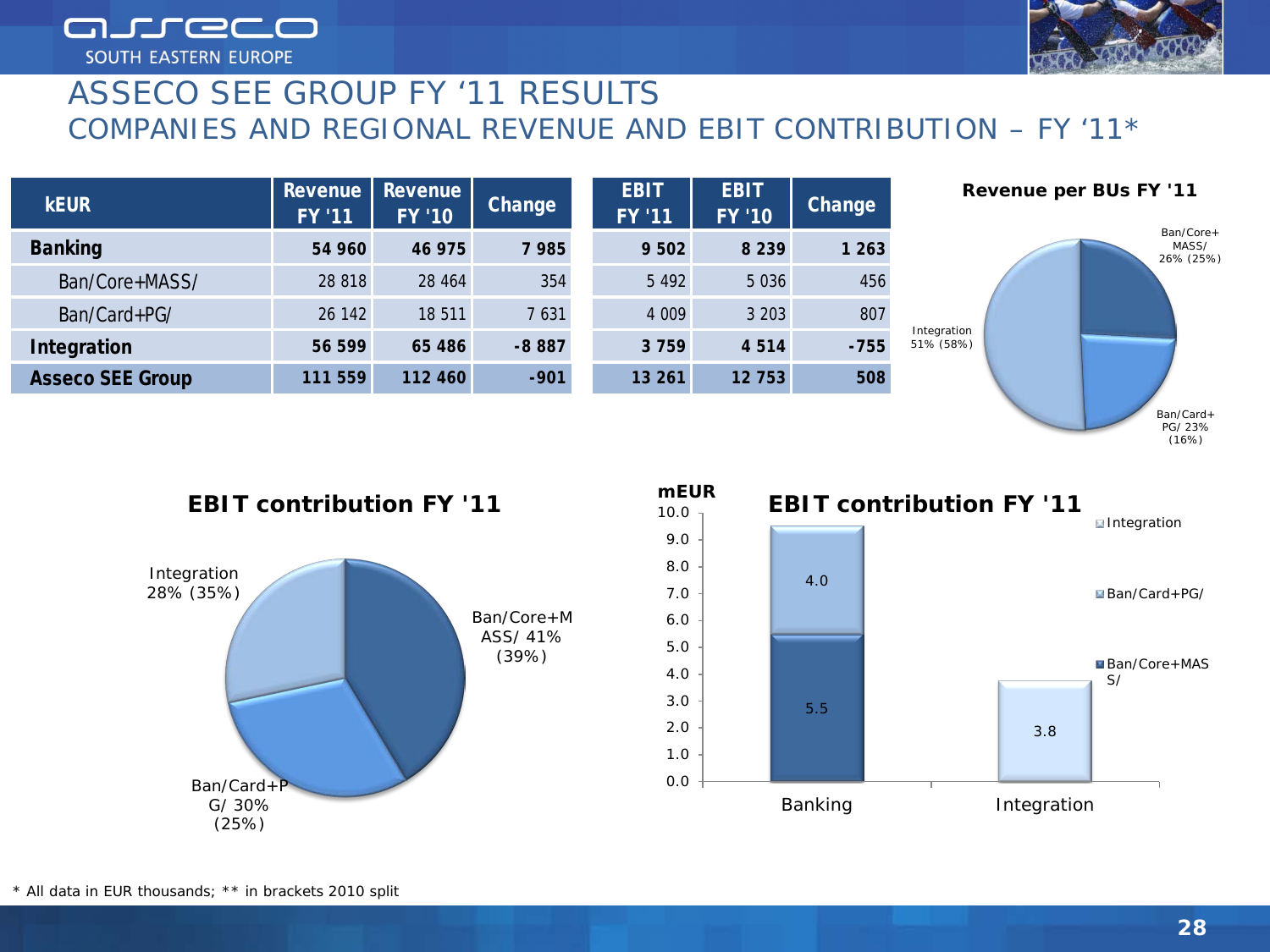# ASSECO SEE GROUP FY '11 RESULTS

## COMPANIES AND REGIONAL REVENUE AND EBIT CONTRIBUTION – FY '11*

| kEUR | Revenue FY '11 | Revenue FY '10 | Change | EBIT FY '11 | EBIT FY '10 | Change |
|---|---|---|---|---|---|---|
| **Banking** | **54 960** | **46 975** | **7 985** | **9 502** | **8 239** | **1 263** |
| Ban/Core+MASS/ | 28 818 | 28 464 | 354 | 5 492 | 5 036 | 456 |
| Ban/Card+PG/ | 26 142 | 18 511 | 7 631 | 4 009 | 3 203 | 807 |
| **Integration** | **56 599** | **65 486** | **-8 887** | **3 759** | **4 514** | **-755** |
| **Asseco SEE Group** | **111 559** | **112 460** | **-901** | **13 261** | **12 753** | **508** |

**Revenue per BUs FY '11**

- Ban/Core+MASS/ 26% (25%)
- Ban/Card+PG/ 23% (16%)
- Integration 51% (58%)

**EBIT contribution FY '11**

- Ban/Core+MASS/ 41% (39%)
- Ban/Card+PG/ 30% (25%)
- Integration 28% (35%)

**EBIT contribution FY '11** (mEUR)

| | Ban/Core+MASS/ | Ban/Card+PG/ | Integration |
|---|---|---|---|
| Banking | 5.5 | 4.0 | |
| Integration | | | 3.8 |

\* All data in EUR thousands; ** in brackets 2010 split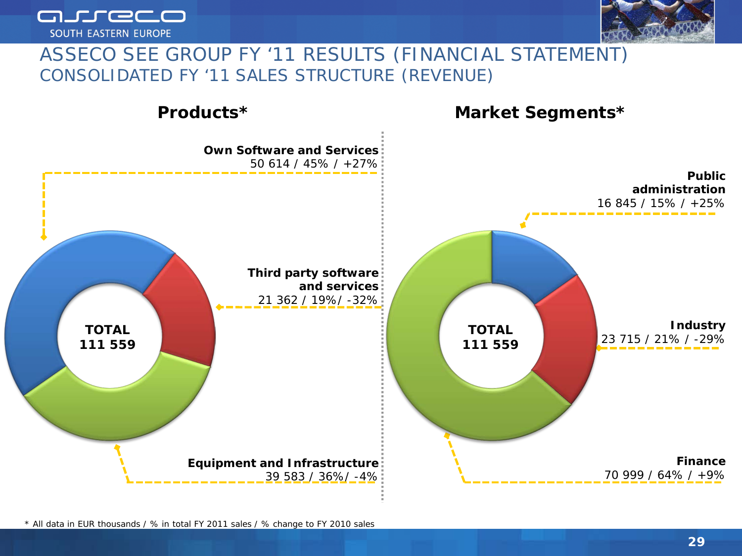# ASSECO SEE GROUP FY '11 RESULTS (FINANCIAL STATEMENT)

## CONSOLIDATED FY '11 SALES STRUCTURE (REVENUE)

### Products*

**TOTAL 111 559**

**Own Software and Services**
50 614 / 45% / +27%

**Third party software and services**
21 362 / 19%/ -32%

**Equipment and Infrastructure**
39 583 / 36%/ -4%

### Market Segments*

**TOTAL 111 559**

**Public administration**
16 845 / 15% / +25%

**Industry**
23 715 / 21% / -29%

**Finance**
70 999 / 64% / +9%

* All data in EUR thousands / % in total FY 2011 sales / % change to FY 2010 sales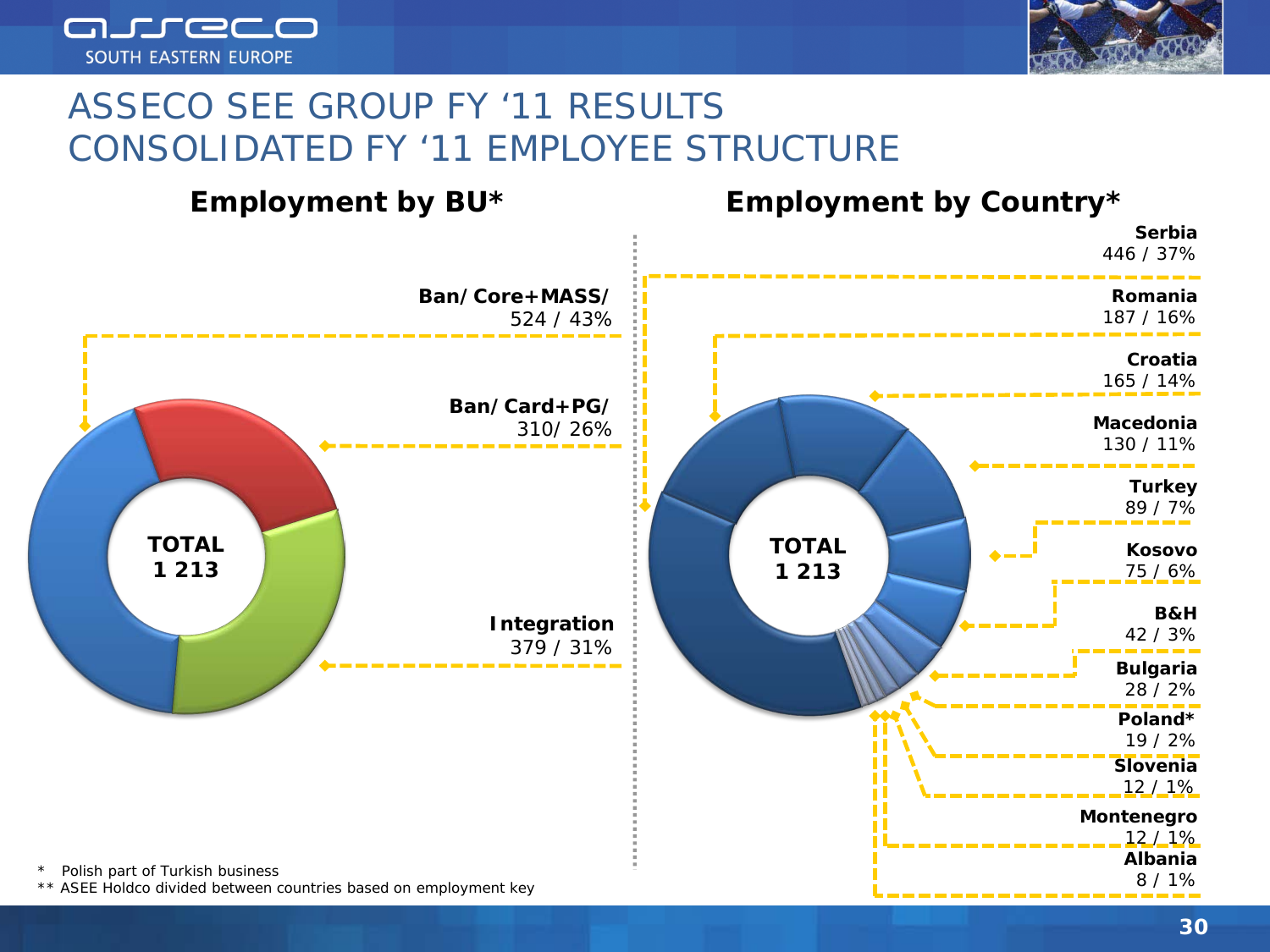# ASSECO SEE GROUP FY '11 RESULTS
# CONSOLIDATED FY '11 EMPLOYEE STRUCTURE

## Employment by BU*

**TOTAL 1 213**

| Business Unit | Employees / Share |
|---|---|
| **Ban/Core+MASS/** | 524 / 43% |
| **Ban/Card+PG/** | 310/ 26% |
| **Integration** | 379 / 31% |

## Employment by Country*

**TOTAL 1 213**

| Country | Employees / Share |
|---|---|
| **Serbia** | 446 / 37% |
| **Romania** | 187 / 16% |
| **Croatia** | 165 / 14% |
| **Macedonia** | 130 / 11% |
| **Turkey** | 89 / 7% |
| **Kosovo** | 75 / 6% |
| **B&H** | 42 / 3% |
| **Bulgaria** | 28 / 2% |
| **Poland*** | 19 / 2% |
| **Slovenia** | 12 / 1% |
| **Montenegro** | 12 / 1% |
| **Albania** | 8 / 1% |

\* Polish part of Turkish business

\*\* ASEE Holdco divided between countries based on employment key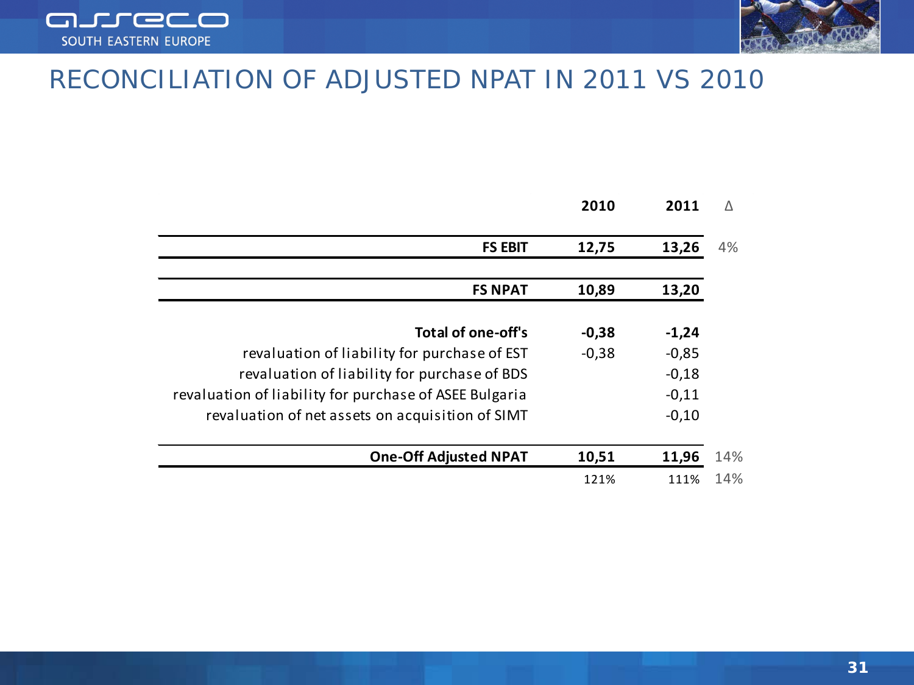# RECONCILIATION OF ADJUSTED NPAT IN 2011 VS 2010

| | 2010 | 2011 | Δ |
|---|---|---|---|
| **FS EBIT** | **12,75** | **13,26** | 4% |
| **FS NPAT** | **10,89** | **13,20** | |
| **Total of one-off's** | **-0,38** | **-1,24** | |
| revaluation of liability for purchase of EST | -0,38 | -0,85 | |
| revaluation of liability for purchase of BDS | | -0,18 | |
| revaluation of liability for purchase of ASEE Bulgaria | | -0,11 | |
| revaluation of net assets on acquisition of SIMT | | -0,10 | |
| **One-Off Adjusted NPAT** | **10,51** | **11,96** | 14% |
| | 121% | 111% | 14% |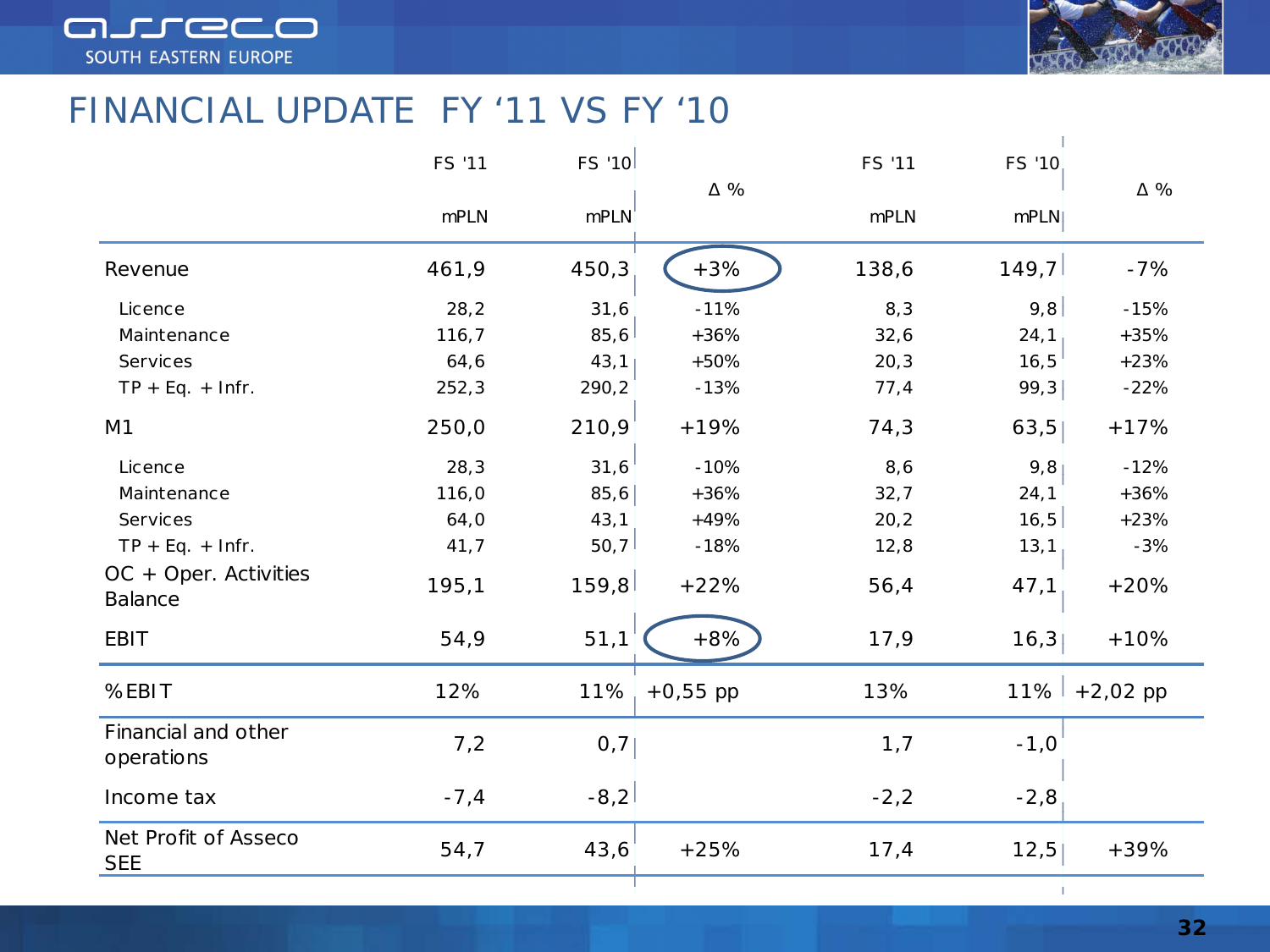# FINANCIAL UPDATE FY '11 VS FY '10

| | FS '11 mPLN | FS '10 mPLN | Δ % | FS '11 mPLN | FS '10 mPLN | Δ % |
|---|---|---|---|---|---|---|
| Revenue | 461,9 | 450,3 | +3% | 138,6 | 149,7 | -7% |
| Licence | 28,2 | 31,6 | -11% | 8,3 | 9,8 | -15% |
| Maintenance | 116,7 | 85,6 | +36% | 32,6 | 24,1 | +35% |
| Services | 64,6 | 43,1 | +50% | 20,3 | 16,5 | +23% |
| TP + Eq. + Infr. | 252,3 | 290,2 | -13% | 77,4 | 99,3 | -22% |
| M1 | 250,0 | 210,9 | +19% | 74,3 | 63,5 | +17% |
| Licence | 28,3 | 31,6 | -10% | 8,6 | 9,8 | -12% |
| Maintenance | 116,0 | 85,6 | +36% | 32,7 | 24,1 | +36% |
| Services | 64,0 | 43,1 | +49% | 20,2 | 16,5 | +23% |
| TP + Eq. + Infr. | 41,7 | 50,7 | -18% | 12,8 | 13,1 | -3% |
| OC + Oper. Activities Balance | 195,1 | 159,8 | +22% | 56,4 | 47,1 | +20% |
| EBIT | 54,9 | 51,1 | +8% | 17,9 | 16,3 | +10% |
| %EBIT | 12% | 11% | +0,55 pp | 13% | 11% | +2,02 pp |
| Financial and other operations | 7,2 | 0,7 | | 1,7 | -1,0 | |
| Income tax | -7,4 | -8,2 | | -2,2 | -2,8 | |
| Net Profit of Asseco SEE | 54,7 | 43,6 | +25% | 17,4 | 12,5 | +39% |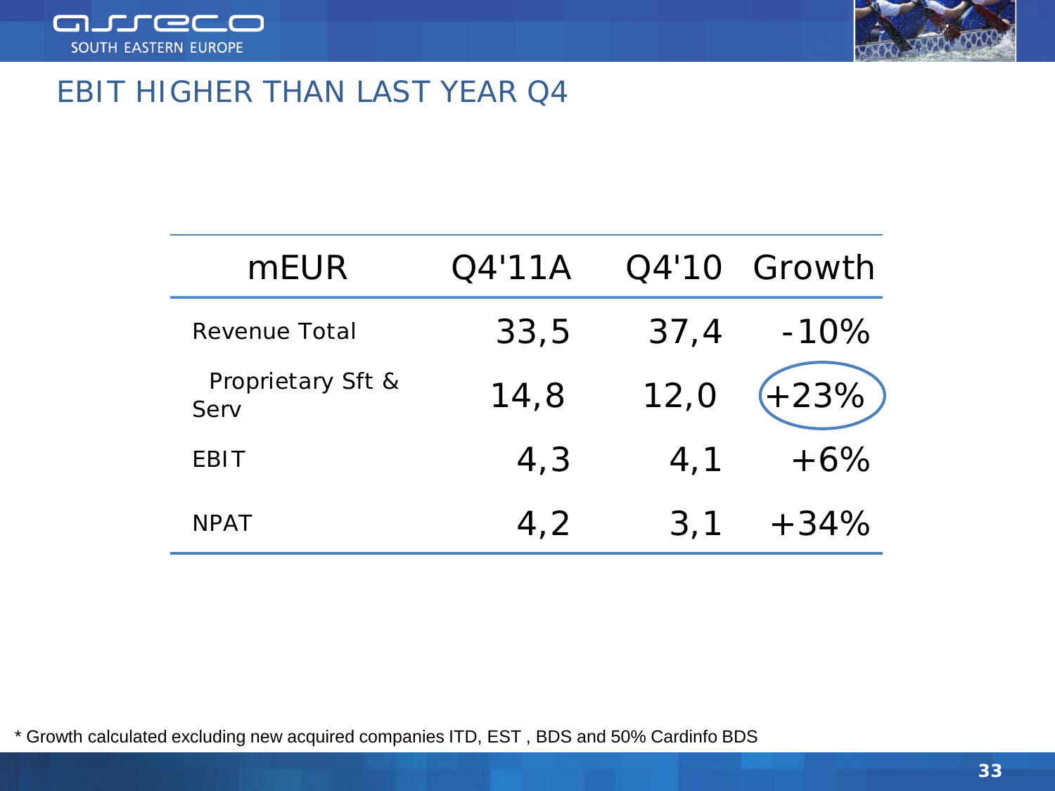## EBIT HIGHER THAN LAST YEAR Q4

| mEUR | Q4'11A | Q4'10 | Growth |
|---|---|---|---|
| Revenue Total | 33,5 | 37,4 | -10% |
| Proprietary Sft & Serv | 14,8 | 12,0 | +23% |
| EBIT | 4,3 | 4,1 | +6% |
| NPAT | 4,2 | 3,1 | +34% |

* Growth calculated excluding new acquired companies ITD, EST , BDS and 50% Cardinfo BDS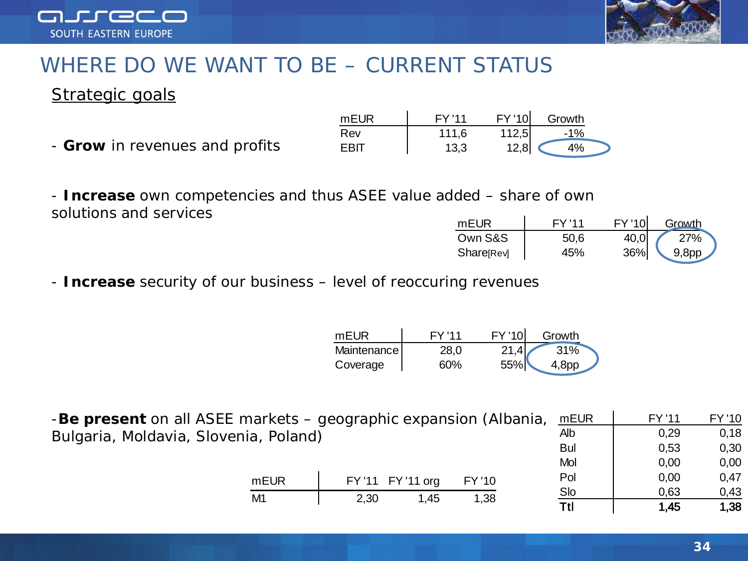# WHERE DO WE WANT TO BE – CURRENT STATUS

## Strategic goals

- **Grow** in revenues and profits

| mEUR | FY '11 | FY '10 | Growth |
|---|---|---|---|
| Rev | 111,6 | 112,5 | -1% |
| EBIT | 13,3 | 12,8 | 4% |

- **Increase** own competencies and thus ASEE value added – share of own solutions and services

| mEUR | FY '11 | FY '10 | Growth |
|---|---|---|---|
| Own S&S | 50,6 | 40,0 | 27% |
| Share[Rev] | 45% | 36% | 9,8pp |

- **Increase** security of our business – level of reoccuring revenues

| mEUR | FY '11 | FY '10 | Growth |
|---|---|---|---|
| Maintenance | 28,0 | 21,4 | 31% |
| Coverage | 60% | 55% | 4,8pp |

- **Be present** on all ASEE markets – geographic expansion (Albania, Bulgaria, Moldavia, Slovenia, Poland)

| mEUR | FY '11 | FY '11 org | FY '10 |
|---|---|---|---|
| M1 | 2,30 | 1,45 | 1,38 |

| mEUR | FY '11 | FY '10 |
|---|---|---|
| Alb | 0,29 | 0,18 |
| Bul | 0,53 | 0,30 |
| Mol | 0,00 | 0,00 |
| Pol | 0,00 | 0,47 |
| Slo | 0,63 | 0,43 |
| **Ttl** | **1,45** | **1,38** |